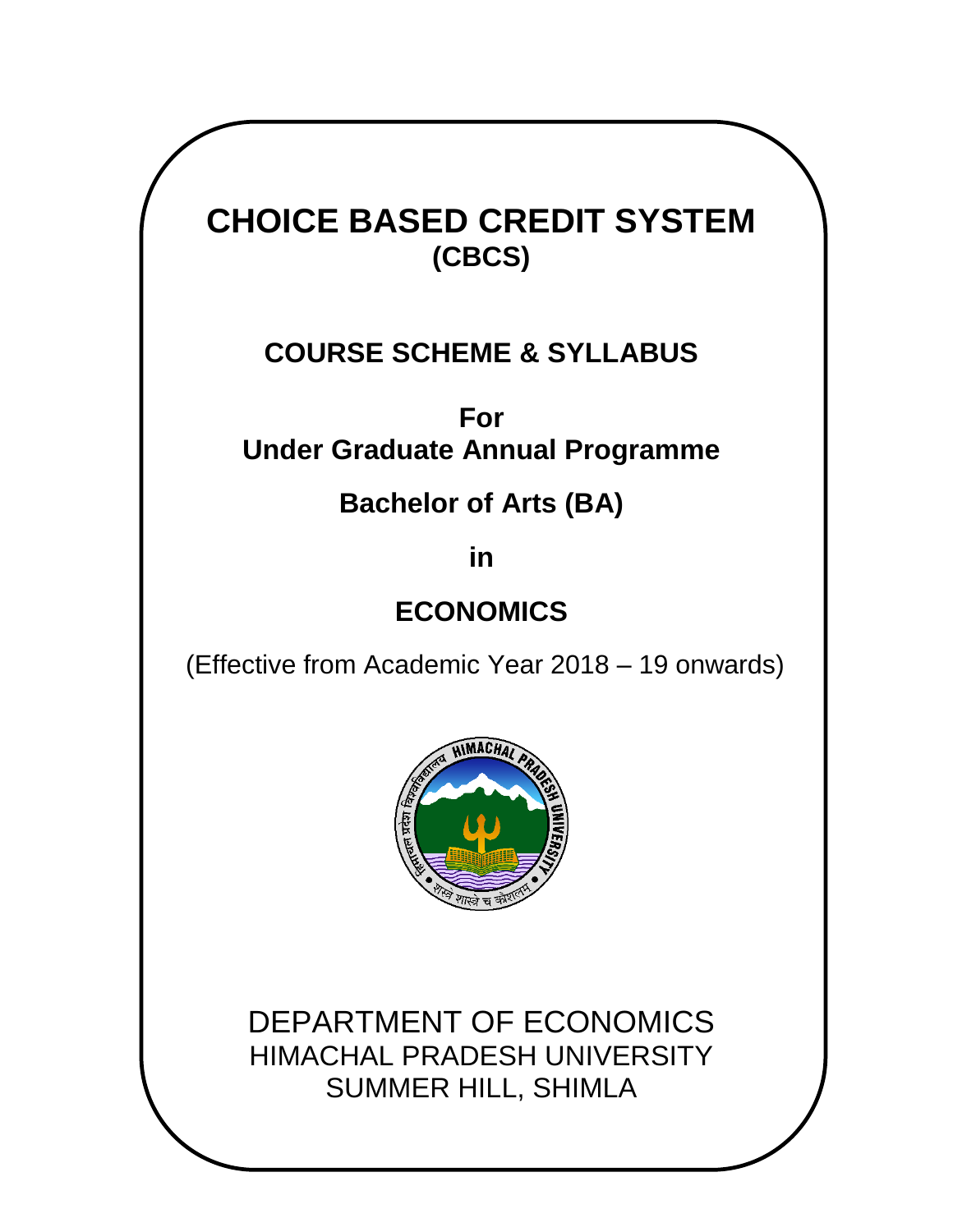# CHOICE BASED CREDIT SYSTEM
## (CBCS)

## COURSE SCHEME & SYLLABUS

**For**
**Under Graduate Annual Programme**

**Bachelor of Arts (BA)**

**in**

## ECONOMICS

(Effective from Academic Year 2018 – 19 onwards)

DEPARTMENT OF ECONOMICS
HIMACHAL PRADESH UNIVERSITY
SUMMER HILL, SHIMLA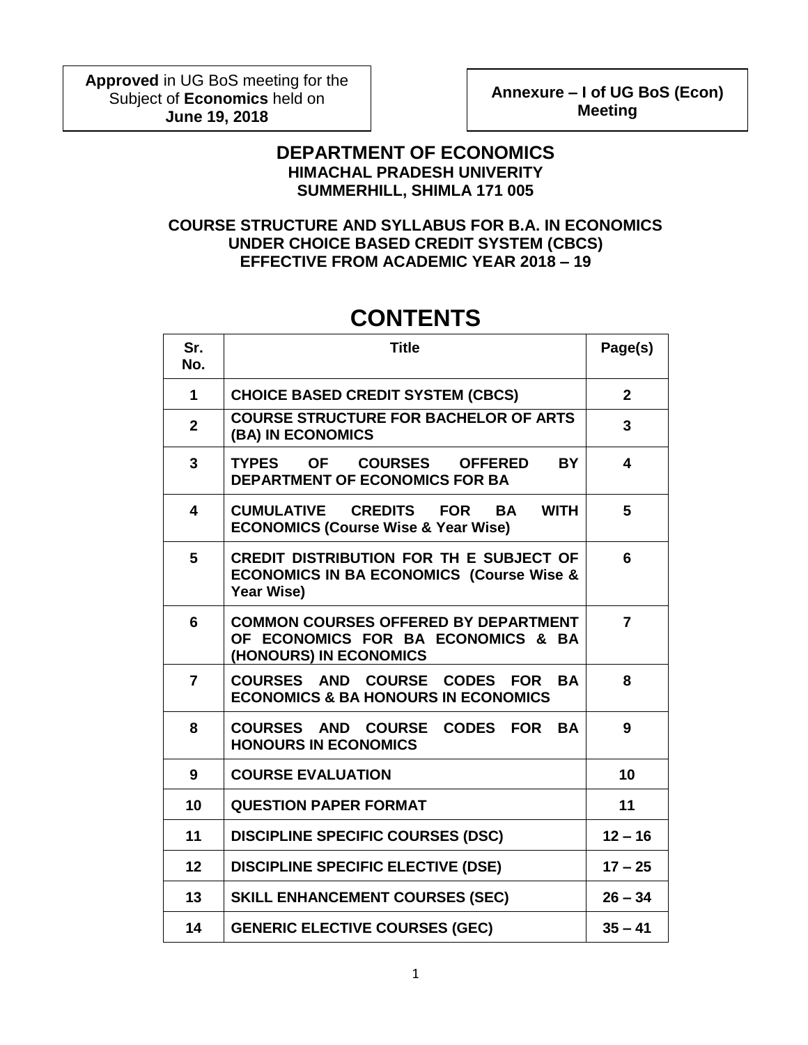**Approved** in UG BoS meeting for the Subject of **Economics** held on **June 19, 2018**

**Annexure – I of UG BoS (Econ) Meeting**

# DEPARTMENT OF ECONOMICS
## HIMACHAL PRADESH UNIVERITY
## SUMMERHILL, SHIMLA 171 005

### COURSE STRUCTURE AND SYLLABUS FOR B.A. IN ECONOMICS UNDER CHOICE BASED CREDIT SYSTEM (CBCS) EFFECTIVE FROM ACADEMIC YEAR 2018 – 19

# CONTENTS

| Sr. No. | Title | Page(s) |
|---|---|---|
| 1 | CHOICE BASED CREDIT SYSTEM (CBCS) | 2 |
| 2 | COURSE STRUCTURE FOR BACHELOR OF ARTS (BA) IN ECONOMICS | 3 |
| 3 | TYPES OF COURSES OFFERED BY DEPARTMENT OF ECONOMICS FOR BA | 4 |
| 4 | CUMULATIVE CREDITS FOR BA WITH ECONOMICS (Course Wise & Year Wise) | 5 |
| 5 | CREDIT DISTRIBUTION FOR TH E SUBJECT OF ECONOMICS IN BA ECONOMICS (Course Wise & Year Wise) | 6 |
| 6 | COMMON COURSES OFFERED BY DEPARTMENT OF ECONOMICS FOR BA ECONOMICS & BA (HONOURS) IN ECONOMICS | 7 |
| 7 | COURSES AND COURSE CODES FOR BA ECONOMICS & BA HONOURS IN ECONOMICS | 8 |
| 8 | COURSES AND COURSE CODES FOR BA HONOURS IN ECONOMICS | 9 |
| 9 | COURSE EVALUATION | 10 |
| 10 | QUESTION PAPER FORMAT | 11 |
| 11 | DISCIPLINE SPECIFIC COURSES (DSC) | 12 – 16 |
| 12 | DISCIPLINE SPECIFIC ELECTIVE (DSE) | 17 – 25 |
| 13 | SKILL ENHANCEMENT COURSES (SEC) | 26 – 34 |
| 14 | GENERIC ELECTIVE COURSES (GEC) | 35 – 41 |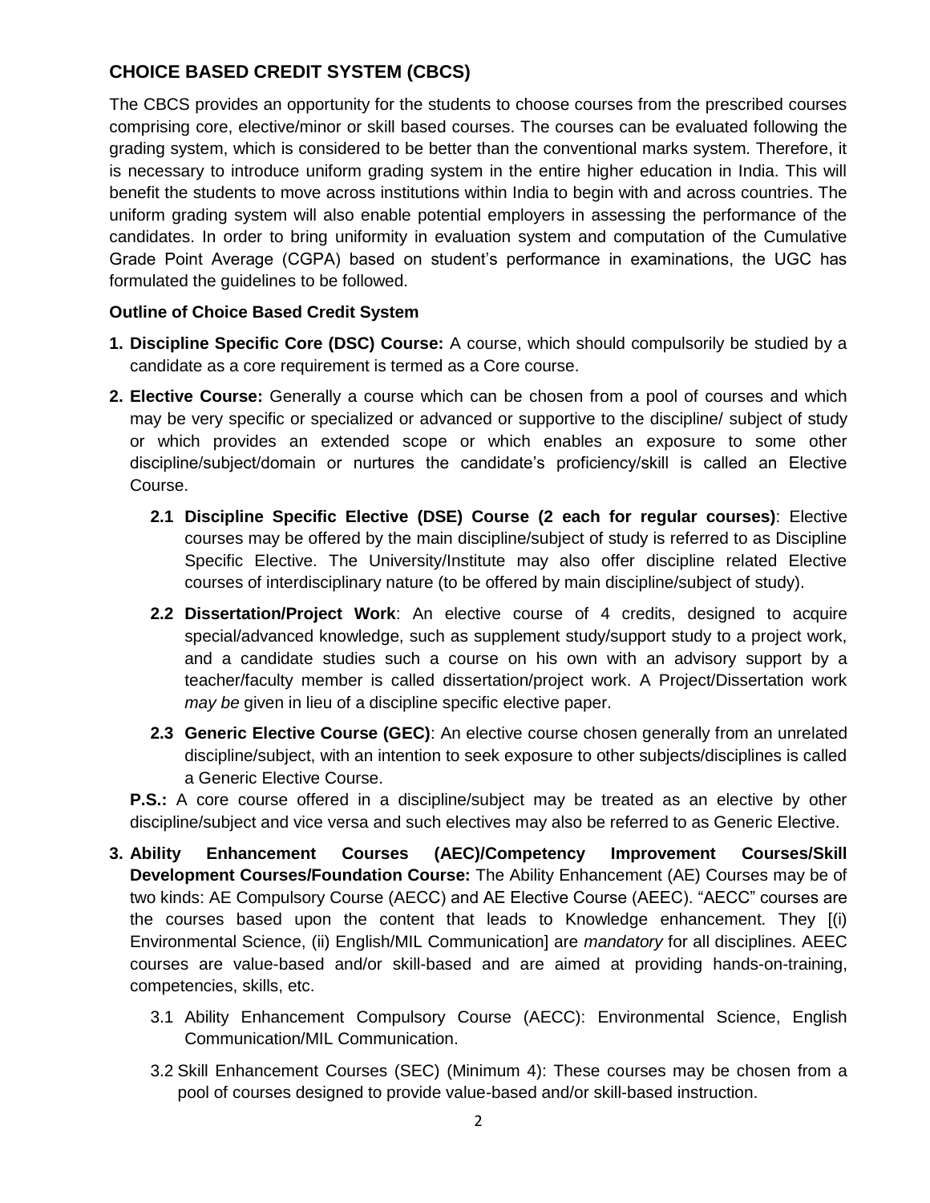## CHOICE BASED CREDIT SYSTEM (CBCS)

The CBCS provides an opportunity for the students to choose courses from the prescribed courses comprising core, elective/minor or skill based courses. The courses can be evaluated following the grading system, which is considered to be better than the conventional marks system. Therefore, it is necessary to introduce uniform grading system in the entire higher education in India. This will benefit the students to move across institutions within India to begin with and across countries. The uniform grading system will also enable potential employers in assessing the performance of the candidates. In order to bring uniformity in evaluation system and computation of the Cumulative Grade Point Average (CGPA) based on student's performance in examinations, the UGC has formulated the guidelines to be followed.

**Outline of Choice Based Credit System**

1. **Discipline Specific Core (DSC) Course:** A course, which should compulsorily be studied by a candidate as a core requirement is termed as a Core course.

2. **Elective Course:** Generally a course which can be chosen from a pool of courses and which may be very specific or specialized or advanced or supportive to the discipline/ subject of study or which provides an extended scope or which enables an exposure to some other discipline/subject/domain or nurtures the candidate's proficiency/skill is called an Elective Course.

   **2.1 Discipline Specific Elective (DSE) Course (2 each for regular courses)**: Elective courses may be offered by the main discipline/subject of study is referred to as Discipline Specific Elective. The University/Institute may also offer discipline related Elective courses of interdisciplinary nature (to be offered by main discipline/subject of study).

   **2.2 Dissertation/Project Work**: An elective course of 4 credits, designed to acquire special/advanced knowledge, such as supplement study/support study to a project work, and a candidate studies such a course on his own with an advisory support by a teacher/faculty member is called dissertation/project work. A Project/Dissertation work *may be* given in lieu of a discipline specific elective paper.

   **2.3 Generic Elective Course (GEC)**: An elective course chosen generally from an unrelated discipline/subject, with an intention to seek exposure to other subjects/disciplines is called a Generic Elective Course.

   **P.S.:** A core course offered in a discipline/subject may be treated as an elective by other discipline/subject and vice versa and such electives may also be referred to as Generic Elective.

3. **Ability Enhancement Courses (AEC)/Competency Improvement Courses/Skill Development Courses/Foundation Course:** The Ability Enhancement (AE) Courses may be of two kinds: AE Compulsory Course (AECC) and AE Elective Course (AEEC). "AECC" courses are the courses based upon the content that leads to Knowledge enhancement. They [(i) Environmental Science, (ii) English/MIL Communication] are *mandatory* for all disciplines. AEEC courses are value-based and/or skill-based and are aimed at providing hands-on-training, competencies, skills, etc.

   3.1 Ability Enhancement Compulsory Course (AECC): Environmental Science, English Communication/MIL Communication.

   3.2 Skill Enhancement Courses (SEC) (Minimum 4): These courses may be chosen from a pool of courses designed to provide value-based and/or skill-based instruction.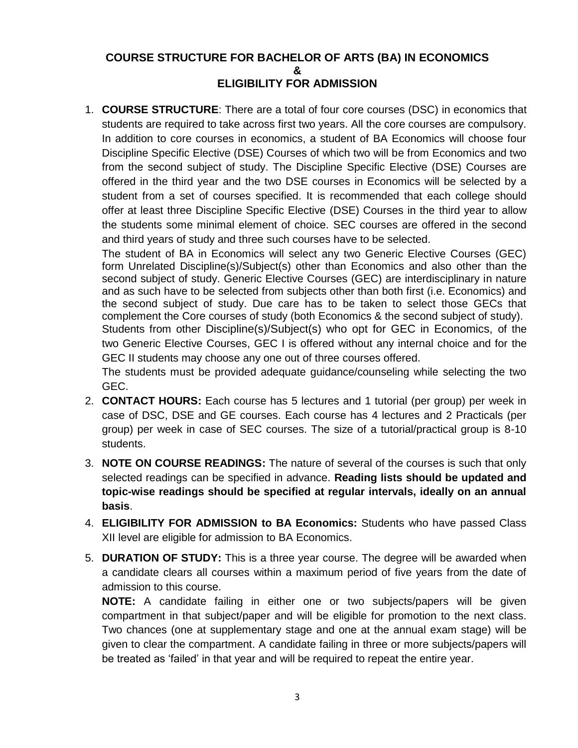# COURSE STRUCTURE FOR BACHELOR OF ARTS (BA) IN ECONOMICS
# &
# ELIGIBILITY FOR ADMISSION

1. **COURSE STRUCTURE**: There are a total of four core courses (DSC) in economics that students are required to take across first two years. All the core courses are compulsory. In addition to core courses in economics, a student of BA Economics will choose four Discipline Specific Elective (DSE) Courses of which two will be from Economics and two from the second subject of study. The Discipline Specific Elective (DSE) Courses are offered in the third year and the two DSE courses in Economics will be selected by a student from a set of courses specified. It is recommended that each college should offer at least three Discipline Specific Elective (DSE) Courses in the third year to allow the students some minimal element of choice. SEC courses are offered in the second and third years of study and three such courses have to be selected.

   The student of BA in Economics will select any two Generic Elective Courses (GEC) form Unrelated Discipline(s)/Subject(s) other than Economics and also other than the second subject of study. Generic Elective Courses (GEC) are interdisciplinary in nature and as such have to be selected from subjects other than both first (i.e. Economics) and the second subject of study. Due care has to be taken to select those GECs that complement the Core courses of study (both Economics & the second subject of study).

   Students from other Discipline(s)/Subject(s) who opt for GEC in Economics, of the two Generic Elective Courses, GEC I is offered without any internal choice and for the GEC II students may choose any one out of three courses offered.

   The students must be provided adequate guidance/counseling while selecting the two GEC.

2. **CONTACT HOURS:** Each course has 5 lectures and 1 tutorial (per group) per week in case of DSC, DSE and GE courses. Each course has 4 lectures and 2 Practicals (per group) per week in case of SEC courses. The size of a tutorial/practical group is 8-10 students.

3. **NOTE ON COURSE READINGS:** The nature of several of the courses is such that only selected readings can be specified in advance. **Reading lists should be updated and topic-wise readings should be specified at regular intervals, ideally on an annual basis**.

4. **ELIGIBILITY FOR ADMISSION to BA Economics:** Students who have passed Class XII level are eligible for admission to BA Economics.

5. **DURATION OF STUDY:** This is a three year course. The degree will be awarded when a candidate clears all courses within a maximum period of five years from the date of admission to this course.

   **NOTE:** A candidate failing in either one or two subjects/papers will be given compartment in that subject/paper and will be eligible for promotion to the next class. Two chances (one at supplementary stage and one at the annual exam stage) will be given to clear the compartment. A candidate failing in three or more subjects/papers will be treated as 'failed' in that year and will be required to repeat the entire year.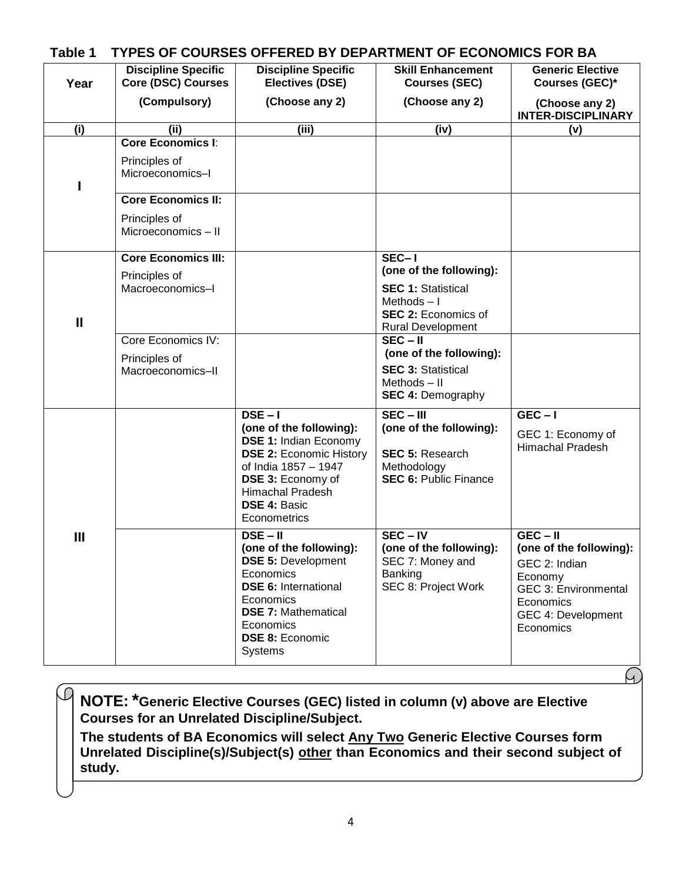**Table 1 TYPES OF COURSES OFFERED BY DEPARTMENT OF ECONOMICS FOR BA**

| Year | Discipline Specific Core (DSC) Courses (Compulsory) | Discipline Specific Electives (DSE) (Choose any 2) | Skill Enhancement Courses (SEC) (Choose any 2) | Generic Elective Courses (GEC)* (Choose any 2) INTER-DISCIPLINARY |
|---|---|---|---|---|
| (i) | (ii) | (iii) | (iv) | (v) |
| I | **Core Economics I**: Principles of Microeconomics–I | | | |
| | **Core Economics II:** Principles of Microeconomics – II | | | |
| II | **Core Economics III:** Principles of Macroeconomics–I | | **SEC– I (one of the following):** **SEC 1:** Statistical Methods – I **SEC 2:** Economics of Rural Development | |
| | Core Economics IV: Principles of Macroeconomics–II | | **SEC – II (one of the following):** **SEC 3:** Statistical Methods – II **SEC 4:** Demography | |
| III | | **DSE – I (one of the following):** **DSE 1:** Indian Economy **DSE 2:** Economic History of India 1857 – 1947 **DSE 3:** Economy of Himachal Pradesh **DSE 4:** Basic Econometrics | **SEC – III (one of the following):** **SEC 5:** Research Methodology **SEC 6:** Public Finance | **GEC – I** GEC 1: Economy of Himachal Pradesh |
| | | **DSE – II (one of the following):** **DSE 5:** Development Economics **DSE 6:** International Economics **DSE 7:** Mathematical Economics **DSE 8:** Economic Systems | **SEC – IV (one of the following):** SEC 7: Money and Banking SEC 8: Project Work | **GEC – II (one of the following):** GEC 2: Indian Economy GEC 3: Environmental Economics GEC 4: Development Economics |

**NOTE: *Generic Elective Courses (GEC) listed in column (v) above are Elective Courses for an Unrelated Discipline/Subject.**

**The students of BA Economics will select Any Two Generic Elective Courses form Unrelated Discipline(s)/Subject(s) other than Economics and their second subject of study.**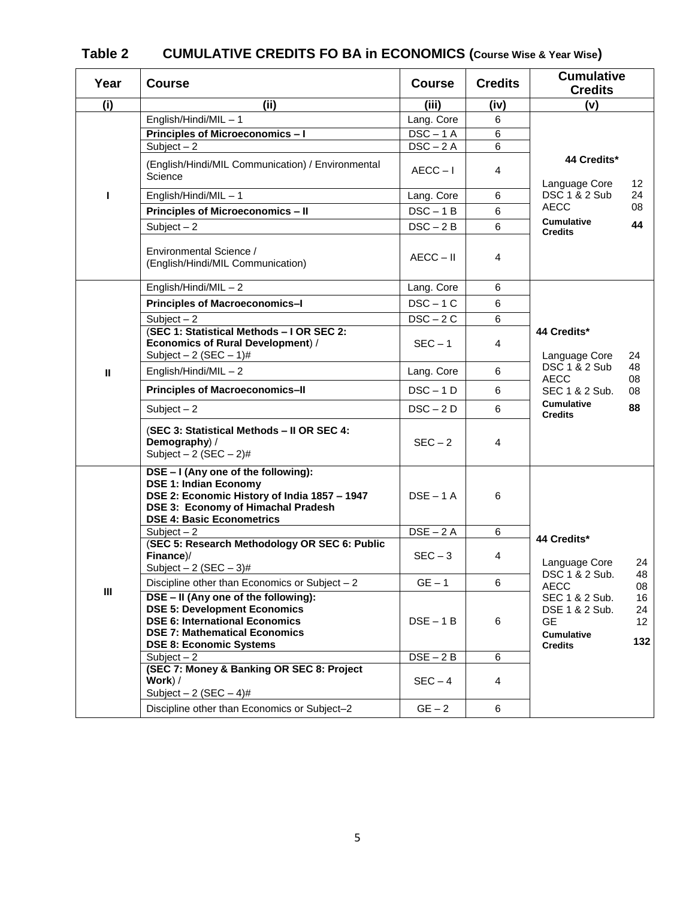## Table 2 CUMULATIVE CREDITS FO BA in ECONOMICS (Course Wise & Year Wise)

| Year | Course | Course | Credits | Cumulative Credits |
|---|---|---|---|---|
| (i) | (ii) | (iii) | (iv) | (v) |
| I | English/Hindi/MIL – 1 | Lang. Core | 6 | **44 Credits*** Language Core 12; DSC 1 & 2 Sub 24; AECC 08; **Cumulative Credits 44** |
| | **Principles of Microeconomics – I** | DSC – 1 A | 6 | |
| | Subject – 2 | DSC – 2 A | 6 | |
| | (English/Hindi/MIL Communication) / Environmental Science | AECC – I | 4 | |
| | English/Hindi/MIL – 1 | Lang. Core | 6 | |
| | **Principles of Microeconomics – II** | DSC – 1 B | 6 | |
| | Subject – 2 | DSC – 2 B | 6 | |
| | Environmental Science / (English/Hindi/MIL Communication) | AECC – II | 4 | |
| II | English/Hindi/MIL – 2 | Lang. Core | 6 | **44 Credits*** Language Core 24; DSC 1 & 2 Sub 48; AECC 08; SEC 1 & 2 Sub. 08; **Cumulative Credits 88** |
| | **Principles of Macroeconomics–I** | DSC – 1 C | 6 | |
| | Subject – 2 | DSC – 2 C | 6 | |
| | (**SEC 1: Statistical Methods – I OR SEC 2: Economics of Rural Development**) / Subject – 2 (SEC – 1)# | SEC – 1 | 4 | |
| | English/Hindi/MIL – 2 | Lang. Core | 6 | |
| | **Principles of Macroeconomics–II** | DSC – 1 D | 6 | |
| | Subject – 2 | DSC – 2 D | 6 | |
| | (**SEC 3: Statistical Methods – II OR SEC 4: Demography**) / Subject – 2 (SEC – 2)# | SEC – 2 | 4 | |
| III | **DSE – I (Any one of the following): DSE 1: Indian Economy DSE 2: Economic History of India 1857 – 1947 DSE 3: Economy of Himachal Pradesh DSE 4: Basic Econometrics** | DSE – 1 A | 6 | **44 Credits*** Language Core 24; DSC 1 & 2 Sub. 48; AECC 08; SEC 1 & 2 Sub. 16; DSE 1 & 2 Sub. 24; GE 12; **Cumulative Credits 132** |
| | Subject – 2 | DSE – 2 A | 6 | |
| | (**SEC 5: Research Methodology OR SEC 6: Public Finance**)/ Subject – 2 (SEC – 3)# | SEC – 3 | 4 | |
| | Discipline other than Economics or Subject – 2 | GE – 1 | 6 | |
| | **DSE – II (Any one of the following): DSE 5: Development Economics DSE 6: International Economics DSE 7: Mathematical Economics DSE 8: Economic Systems** | DSE – 1 B | 6 | |
| | Subject – 2 | DSE – 2 B | 6 | |
| | **(SEC 7: Money & Banking OR SEC 8: Project Work**) / Subject – 2 (SEC – 4)# | SEC – 4 | 4 | |
| | Discipline other than Economics or Subject–2 | GE – 2 | 6 | |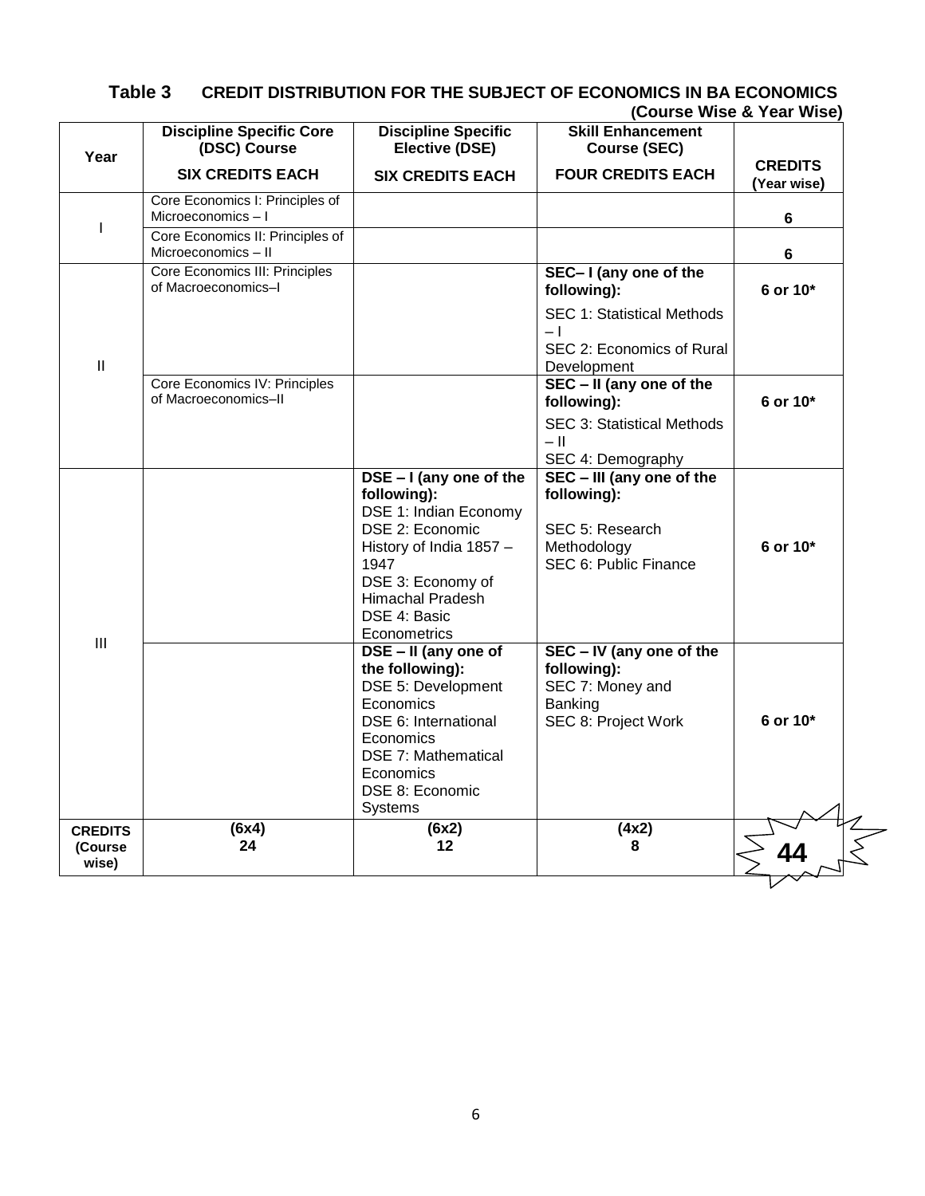## Table 3 CREDIT DISTRIBUTION FOR THE SUBJECT OF ECONOMICS IN BA ECONOMICS (Course Wise & Year Wise)

| Year | Discipline Specific Core (DSC) Course<br>SIX CREDITS EACH | Discipline Specific Elective (DSE)<br>SIX CREDITS EACH | Skill Enhancement Course (SEC)<br>FOUR CREDITS EACH | CREDITS (Year wise) |
|---|---|---|---|---|
| I | Core Economics I: Principles of Microeconomics – I | | | 6 |
| | Core Economics II: Principles of Microeconomics – II | | | 6 |
| II | Core Economics III: Principles of Macroeconomics–I | | **SEC– I (any one of the following):**<br>SEC 1: Statistical Methods – I<br>SEC 2: Economics of Rural Development | 6 or 10* |
| | Core Economics IV: Principles of Macroeconomics–II | | **SEC – II (any one of the following):**<br>SEC 3: Statistical Methods – II<br>SEC 4: Demography | 6 or 10* |
| III | | **DSE – I (any one of the following):**<br>DSE 1: Indian Economy<br>DSE 2: Economic History of India 1857 – 1947<br>DSE 3: Economy of Himachal Pradesh<br>DSE 4: Basic Econometrics | **SEC – III (any one of the following):**<br>SEC 5: Research Methodology<br>SEC 6: Public Finance | 6 or 10* |
| | | **DSE – II (any one of the following):**<br>DSE 5: Development Economics<br>DSE 6: International Economics<br>DSE 7: Mathematical Economics<br>DSE 8: Economic Systems | **SEC – IV (any one of the following):**<br>SEC 7: Money and Banking<br>SEC 8: Project Work | 6 or 10* |
| **CREDITS (Course wise)** | **(6x4)**<br>**24** | **(6x2)**<br>**12** | **(4x2)**<br>**8** | **44** |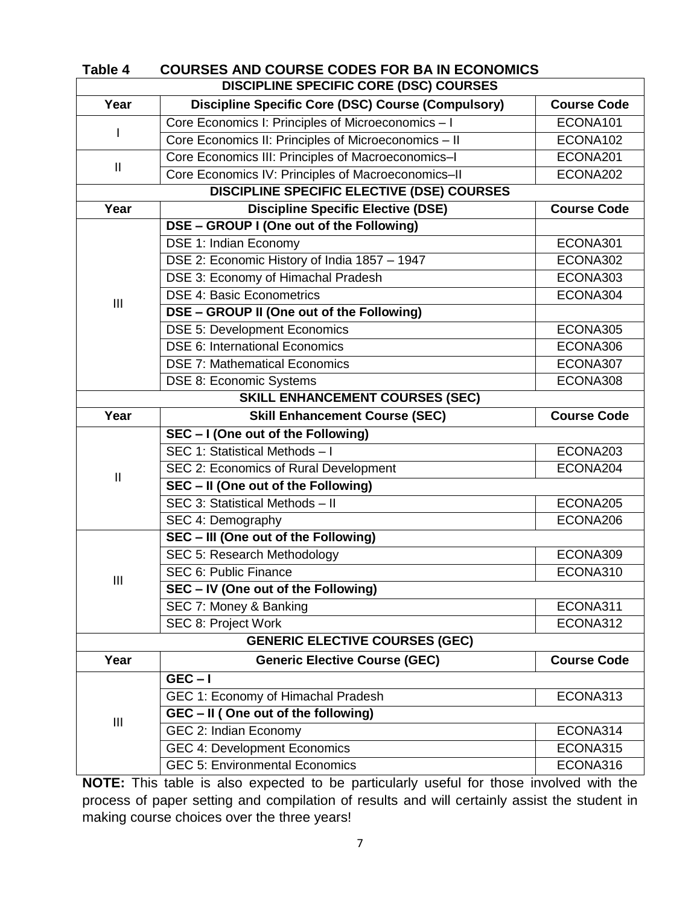**Table 4 COURSES AND COURSE CODES FOR BA IN ECONOMICS**

| DISCIPLINE SPECIFIC CORE (DSC) COURSES | | |
|---|---|---|
| **Year** | **Discipline Specific Core (DSC) Course (Compulsory)** | **Course Code** |
| I | Core Economics I: Principles of Microeconomics – I | ECONA101 |
| | Core Economics II: Principles of Microeconomics – II | ECONA102 |
| II | Core Economics III: Principles of Macroeconomics–I | ECONA201 |
| | Core Economics IV: Principles of Macroeconomics–II | ECONA202 |
| **DISCIPLINE SPECIFIC ELECTIVE (DSE) COURSES** | | |
| **Year** | **Discipline Specific Elective (DSE)** | **Course Code** |
| III | **DSE – GROUP I (One out of the Following)** | |
| | DSE 1: Indian Economy | ECONA301 |
| | DSE 2: Economic History of India 1857 – 1947 | ECONA302 |
| | DSE 3: Economy of Himachal Pradesh | ECONA303 |
| | DSE 4: Basic Econometrics | ECONA304 |
| | **DSE – GROUP II (One out of the Following)** | |
| | DSE 5: Development Economics | ECONA305 |
| | DSE 6: International Economics | ECONA306 |
| | DSE 7: Mathematical Economics | ECONA307 |
| | DSE 8: Economic Systems | ECONA308 |
| **SKILL ENHANCEMENT COURSES (SEC)** | | |
| **Year** | **Skill Enhancement Course (SEC)** | **Course Code** |
| II | **SEC – I (One out of the Following)** | |
| | SEC 1: Statistical Methods – I | ECONA203 |
| | SEC 2: Economics of Rural Development | ECONA204 |
| | **SEC – II (One out of the Following)** | |
| | SEC 3: Statistical Methods – II | ECONA205 |
| | SEC 4: Demography | ECONA206 |
| III | **SEC – III (One out of the Following)** | |
| | SEC 5: Research Methodology | ECONA309 |
| | SEC 6: Public Finance | ECONA310 |
| | **SEC – IV (One out of the Following)** | |
| | SEC 7: Money & Banking | ECONA311 |
| | SEC 8: Project Work | ECONA312 |
| **GENERIC ELECTIVE COURSES (GEC)** | | |
| **Year** | **Generic Elective Course (GEC)** | **Course Code** |
| III | **GEC – I** | |
| | GEC 1: Economy of Himachal Pradesh | ECONA313 |
| | **GEC – II ( One out of the following)** | |
| | GEC 2: Indian Economy | ECONA314 |
| | GEC 4: Development Economics | ECONA315 |
| | GEC 5: Environmental Economics | ECONA316 |

**NOTE:** This table is also expected to be particularly useful for those involved with the process of paper setting and compilation of results and will certainly assist the student in making course choices over the three years!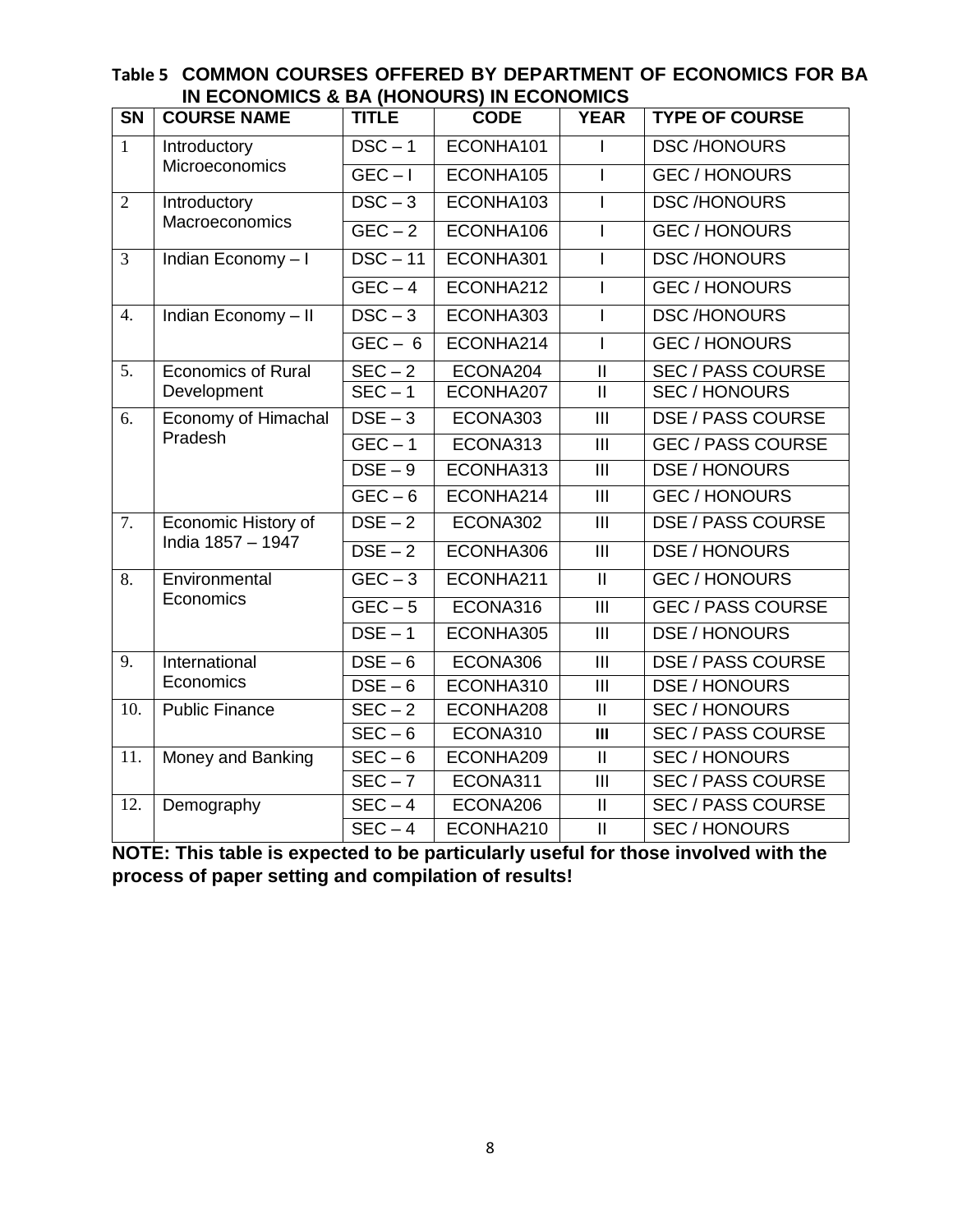**Table 5 COMMON COURSES OFFERED BY DEPARTMENT OF ECONOMICS FOR BA IN ECONOMICS & BA (HONOURS) IN ECONOMICS**

| SN | COURSE NAME | TITLE | CODE | YEAR | TYPE OF COURSE |
|---|---|---|---|---|---|
| 1 | Introductory Microeconomics | DSC – 1 | ECONHA101 | I | DSC /HONOURS |
| | | GEC – I | ECONHA105 | I | GEC / HONOURS |
| 2 | Introductory Macroeconomics | DSC – 3 | ECONHA103 | I | DSC /HONOURS |
| | | GEC – 2 | ECONHA106 | I | GEC / HONOURS |
| 3 | Indian Economy – I | DSC – 11 | ECONHA301 | I | DSC /HONOURS |
| | | GEC – 4 | ECONHA212 | I | GEC / HONOURS |
| 4. | Indian Economy – II | DSC – 3 | ECONHA303 | I | DSC /HONOURS |
| | | GEC – 6 | ECONHA214 | I | GEC / HONOURS |
| 5. | Economics of Rural Development | SEC – 2 | ECONA204 | II | SEC / PASS COURSE |
| | | SEC – 1 | ECONHA207 | II | SEC / HONOURS |
| 6. | Economy of Himachal Pradesh | DSE – 3 | ECONA303 | III | DSE / PASS COURSE |
| | | GEC – 1 | ECONA313 | III | GEC / PASS COURSE |
| | | DSE – 9 | ECONHA313 | III | DSE / HONOURS |
| | | GEC – 6 | ECONHA214 | III | GEC / HONOURS |
| 7. | Economic History of India 1857 – 1947 | DSE – 2 | ECONA302 | III | DSE / PASS COURSE |
| | | DSE – 2 | ECONHA306 | III | DSE / HONOURS |
| 8. | Environmental Economics | GEC – 3 | ECONHA211 | II | GEC / HONOURS |
| | | GEC – 5 | ECONA316 | III | GEC / PASS COURSE |
| | | DSE – 1 | ECONHA305 | III | DSE / HONOURS |
| 9. | International Economics | DSE – 6 | ECONA306 | III | DSE / PASS COURSE |
| | | DSE – 6 | ECONHA310 | III | DSE / HONOURS |
| 10. | Public Finance | SEC – 2 | ECONHA208 | II | SEC / HONOURS |
| | | SEC – 6 | ECONA310 | III | SEC / PASS COURSE |
| 11. | Money and Banking | SEC – 6 | ECONHA209 | II | SEC / HONOURS |
| | | SEC – 7 | ECONA311 | III | SEC / PASS COURSE |
| 12. | Demography | SEC – 4 | ECONA206 | II | SEC / PASS COURSE |
| | | SEC – 4 | ECONHA210 | II | SEC / HONOURS |

**NOTE: This table is expected to be particularly useful for those involved with the process of paper setting and compilation of results!**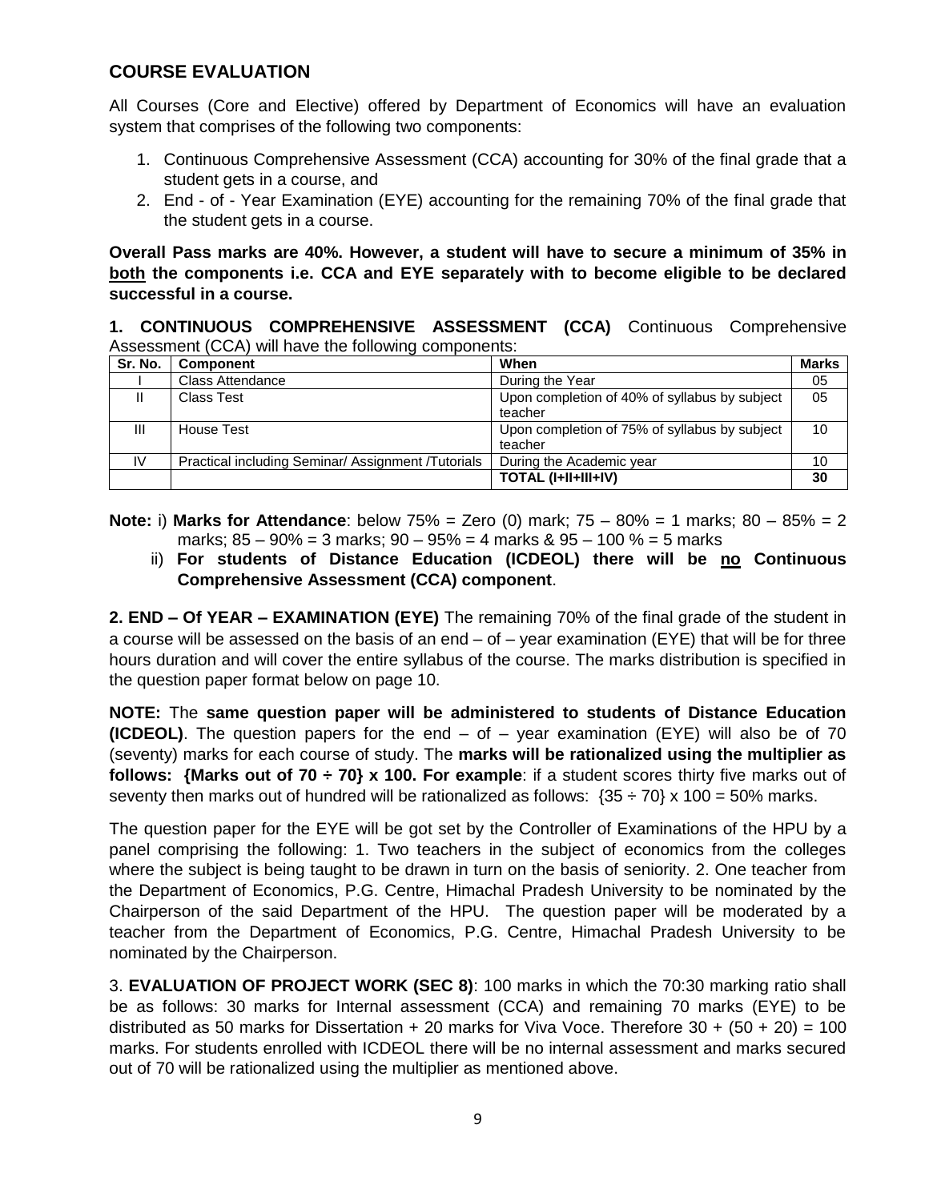## COURSE EVALUATION

All Courses (Core and Elective) offered by Department of Economics will have an evaluation system that comprises of the following two components:

1. Continuous Comprehensive Assessment (CCA) accounting for 30% of the final grade that a student gets in a course, and
2. End - of - Year Examination (EYE) accounting for the remaining 70% of the final grade that the student gets in a course.

**Overall Pass marks are 40%. However, a student will have to secure a minimum of 35% in both the components i.e. CCA and EYE separately with to become eligible to be declared successful in a course.**

**1. CONTINUOUS COMPREHENSIVE ASSESSMENT (CCA)** Continuous Comprehensive Assessment (CCA) will have the following components:

| Sr. No. | Component | When | Marks |
|---|---|---|---|
| I | Class Attendance | During the Year | 05 |
| II | Class Test | Upon completion of 40% of syllabus by subject teacher | 05 |
| III | House Test | Upon completion of 75% of syllabus by subject teacher | 10 |
| IV | Practical including Seminar/ Assignment /Tutorials | During the Academic year | 10 |
| | | **TOTAL (I+II+III+IV)** | **30** |

**Note:** i) **Marks for Attendance**: below 75% = Zero (0) mark; 75 – 80% = 1 marks; 80 – 85% = 2 marks; 85 – 90% = 3 marks; 90 – 95% = 4 marks & 95 – 100 % = 5 marks

ii) **For students of Distance Education (ICDEOL) there will be no Continuous Comprehensive Assessment (CCA) component**.

**2. END – Of YEAR – EXAMINATION (EYE)** The remaining 70% of the final grade of the student in a course will be assessed on the basis of an end – of – year examination (EYE) that will be for three hours duration and will cover the entire syllabus of the course. The marks distribution is specified in the question paper format below on page 10.

**NOTE:** The **same question paper will be administered to students of Distance Education (ICDEOL)**. The question papers for the end – of – year examination (EYE) will also be of 70 (seventy) marks for each course of study. The **marks will be rationalized using the multiplier as follows: {Marks out of 70 ÷ 70} x 100. For example**: if a student scores thirty five marks out of seventy then marks out of hundred will be rationalized as follows: {35 ÷ 70} x 100 = 50% marks.

The question paper for the EYE will be got set by the Controller of Examinations of the HPU by a panel comprising the following: 1. Two teachers in the subject of economics from the colleges where the subject is being taught to be drawn in turn on the basis of seniority. 2. One teacher from the Department of Economics, P.G. Centre, Himachal Pradesh University to be nominated by the Chairperson of the said Department of the HPU. The question paper will be moderated by a teacher from the Department of Economics, P.G. Centre, Himachal Pradesh University to be nominated by the Chairperson.

3. **EVALUATION OF PROJECT WORK (SEC 8)**: 100 marks in which the 70:30 marking ratio shall be as follows: 30 marks for Internal assessment (CCA) and remaining 70 marks (EYE) to be distributed as 50 marks for Dissertation + 20 marks for Viva Voce. Therefore 30 + (50 + 20) = 100 marks. For students enrolled with ICDEOL there will be no internal assessment and marks secured out of 70 will be rationalized using the multiplier as mentioned above.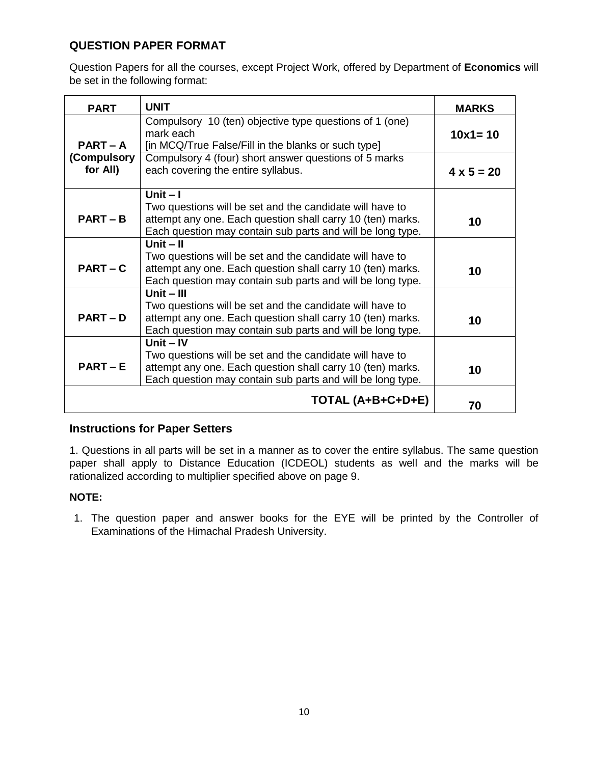## QUESTION PAPER FORMAT

Question Papers for all the courses, except Project Work, offered by Department of **Economics** will be set in the following format:

| PART | UNIT | MARKS |
|---|---|---|
| **PART – A (Compulsory for All)** | Compulsory 10 (ten) objective type questions of 1 (one) mark each [in MCQ/True False/Fill in the blanks or such type] | **10x1= 10** |
| | Compulsory 4 (four) short answer questions of 5 marks each covering the entire syllabus. | **4 x 5 = 20** |
| **PART – B** | **Unit – I** Two questions will be set and the candidate will have to attempt any one. Each question shall carry 10 (ten) marks. Each question may contain sub parts and will be long type. | **10** |
| **PART – C** | **Unit – II** Two questions will be set and the candidate will have to attempt any one. Each question shall carry 10 (ten) marks. Each question may contain sub parts and will be long type. | **10** |
| **PART – D** | **Unit – III** Two questions will be set and the candidate will have to attempt any one. Each question shall carry 10 (ten) marks. Each question may contain sub parts and will be long type. | **10** |
| **PART – E** | **Unit – IV** Two questions will be set and the candidate will have to attempt any one. Each question shall carry 10 (ten) marks. Each question may contain sub parts and will be long type. | **10** |
| | **TOTAL (A+B+C+D+E)** | **70** |

### Instructions for Paper Setters

1. Questions in all parts will be set in a manner as to cover the entire syllabus. The same question paper shall apply to Distance Education (ICDEOL) students as well and the marks will be rationalized according to multiplier specified above on page 9.

**NOTE:**

1. The question paper and answer books for the EYE will be printed by the Controller of Examinations of the Himachal Pradesh University.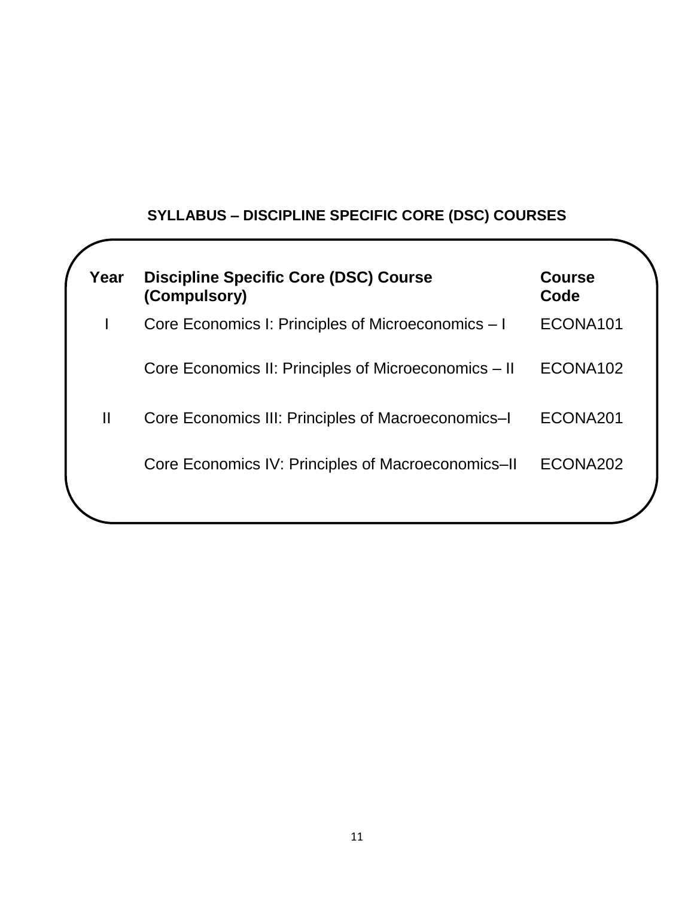## SYLLABUS – DISCIPLINE SPECIFIC CORE (DSC) COURSES

| Year | Discipline Specific Core (DSC) Course (Compulsory) | Course Code |
|---|---|---|
| I | Core Economics I: Principles of Microeconomics – I | ECONA101 |
| | Core Economics II: Principles of Microeconomics – II | ECONA102 |
| II | Core Economics III: Principles of Macroeconomics–I | ECONA201 |
| | Core Economics IV: Principles of Macroeconomics–II | ECONA202 |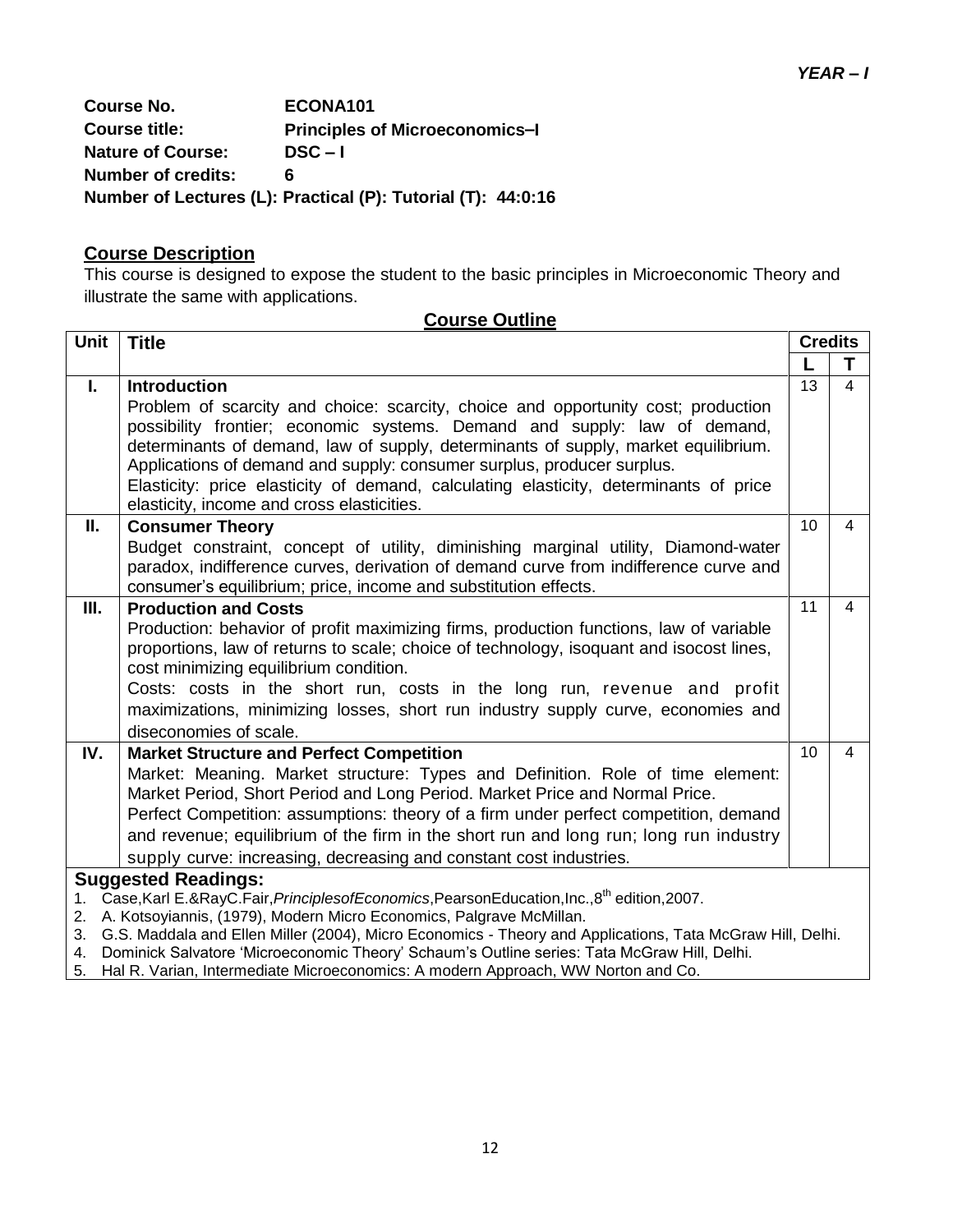***YEAR – I***

**Course No.** ECONA101
**Course title:** Principles of Microeconomics–I
**Nature of Course:** DSC – I
**Number of credits:** 6
**Number of Lectures (L): Practical (P): Tutorial (T): 44:0:16**

## Course Description

This course is designed to expose the student to the basic principles in Microeconomic Theory and illustrate the same with applications.

## Course Outline

| Unit | Title | Credits | |
|---|---|---|---|
| | | L | T |
| I. | **Introduction**<br>Problem of scarcity and choice: scarcity, choice and opportunity cost; production possibility frontier; economic systems. Demand and supply: law of demand, determinants of demand, law of supply, determinants of supply, market equilibrium. Applications of demand and supply: consumer surplus, producer surplus.<br>Elasticity: price elasticity of demand, calculating elasticity, determinants of price elasticity, income and cross elasticities. | 13 | 4 |
| II. | **Consumer Theory**<br>Budget constraint, concept of utility, diminishing marginal utility, Diamond-water paradox, indifference curves, derivation of demand curve from indifference curve and consumer's equilibrium; price, income and substitution effects. | 10 | 4 |
| III. | **Production and Costs**<br>Production: behavior of profit maximizing firms, production functions, law of variable proportions, law of returns to scale; choice of technology, isoquant and isocost lines, cost minimizing equilibrium condition.<br>Costs: costs in the short run, costs in the long run, revenue and profit maximizations, minimizing losses, short run industry supply curve, economies and diseconomies of scale. | 11 | 4 |
| IV. | **Market Structure and Perfect Competition**<br>Market: Meaning. Market structure: Types and Definition. Role of time element: Market Period, Short Period and Long Period. Market Price and Normal Price.<br>Perfect Competition: assumptions: theory of a firm under perfect competition, demand and revenue; equilibrium of the firm in the short run and long run; long run industry supply curve: increasing, decreasing and constant cost industries. | 10 | 4 |

**Suggested Readings:**

1. Case,Karl E.&RayC.Fair,*PrinciplesofEconomics*,PearsonEducation,Inc.,8th edition,2007.
2. A. Kotsoyiannis, (1979), Modern Micro Economics, Palgrave McMillan.
3. G.S. Maddala and Ellen Miller (2004), Micro Economics - Theory and Applications, Tata McGraw Hill, Delhi.
4. Dominick Salvatore 'Microeconomic Theory' Schaum's Outline series: Tata McGraw Hill, Delhi.
5. Hal R. Varian, Intermediate Microeconomics: A modern Approach, WW Norton and Co.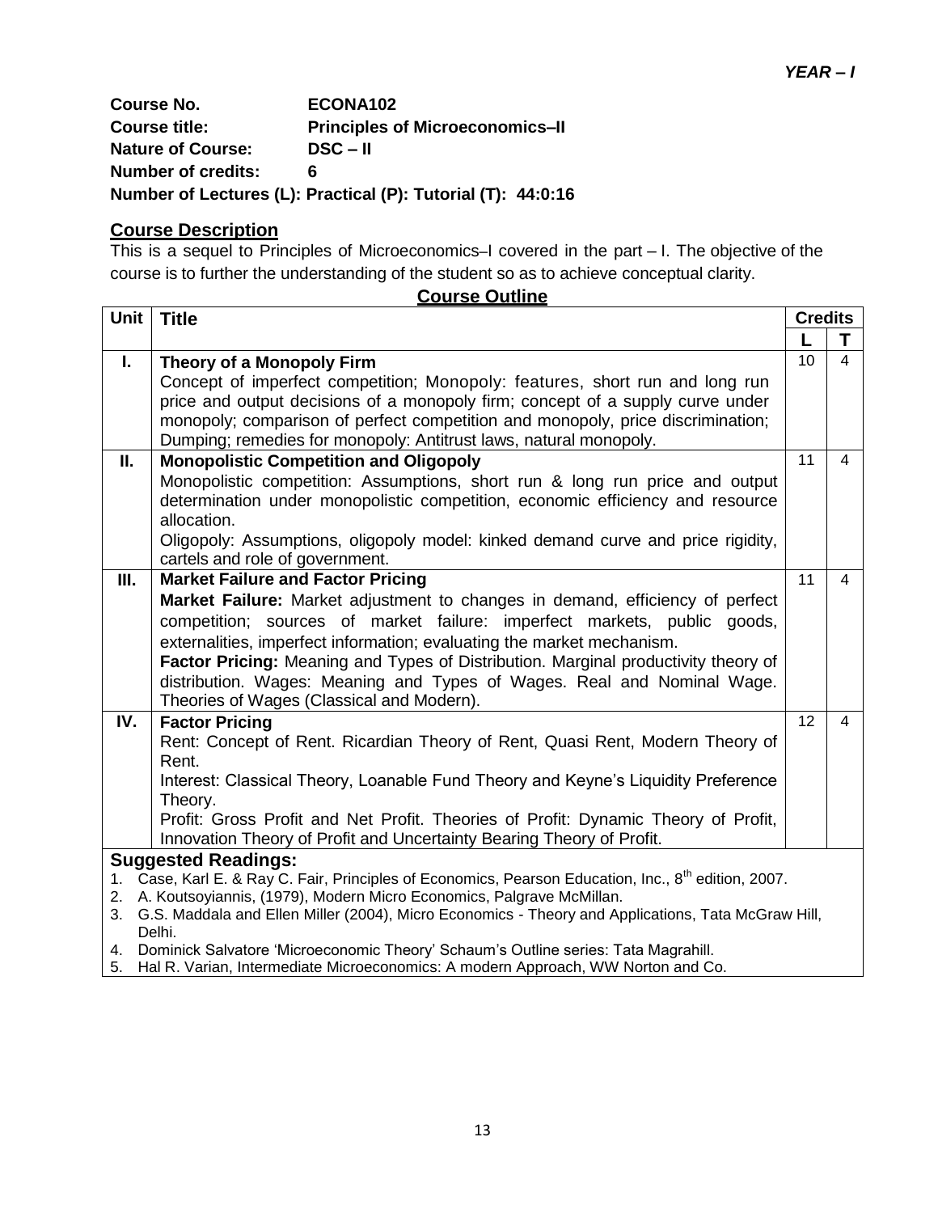*YEAR – I*

**Course No.** ECONA102
**Course title:** Principles of Microeconomics–II
**Nature of Course:** DSC – II
**Number of credits:** 6
**Number of Lectures (L): Practical (P): Tutorial (T): 44:0:16**

## Course Description

This is a sequel to Principles of Microeconomics–I covered in the part – I. The objective of the course is to further the understanding of the student so as to achieve conceptual clarity.

## Course Outline

| Unit | Title | Credits | |
|---|---|---|---|
| | | L | T |
| I. | **Theory of a Monopoly Firm**<br>Concept of imperfect competition; Monopoly: features, short run and long run price and output decisions of a monopoly firm; concept of a supply curve under monopoly; comparison of perfect competition and monopoly, price discrimination; Dumping; remedies for monopoly: Antitrust laws, natural monopoly. | 10 | 4 |
| II. | **Monopolistic Competition and Oligopoly**<br>Monopolistic competition: Assumptions, short run & long run price and output determination under monopolistic competition, economic efficiency and resource allocation.<br>Oligopoly: Assumptions, oligopoly model: kinked demand curve and price rigidity, cartels and role of government. | 11 | 4 |
| III. | **Market Failure and Factor Pricing**<br>**Market Failure:** Market adjustment to changes in demand, efficiency of perfect competition; sources of market failure: imperfect markets, public goods, externalities, imperfect information; evaluating the market mechanism.<br>**Factor Pricing:** Meaning and Types of Distribution. Marginal productivity theory of distribution. Wages: Meaning and Types of Wages. Real and Nominal Wage. Theories of Wages (Classical and Modern). | 11 | 4 |
| IV. | **Factor Pricing**<br>Rent: Concept of Rent. Ricardian Theory of Rent, Quasi Rent, Modern Theory of Rent.<br>Interest: Classical Theory, Loanable Fund Theory and Keyne's Liquidity Preference Theory.<br>Profit: Gross Profit and Net Profit. Theories of Profit: Dynamic Theory of Profit, Innovation Theory of Profit and Uncertainty Bearing Theory of Profit. | 12 | 4 |

### Suggested Readings:

1. Case, Karl E. & Ray C. Fair, Principles of Economics, Pearson Education, Inc., 8th edition, 2007.
2. A. Koutsoyiannis, (1979), Modern Micro Economics, Palgrave McMillan.
3. G.S. Maddala and Ellen Miller (2004), Micro Economics - Theory and Applications, Tata McGraw Hill, Delhi.
4. Dominick Salvatore 'Microeconomic Theory' Schaum's Outline series: Tata Magrahill.
5. Hal R. Varian, Intermediate Microeconomics: A modern Approach, WW Norton and Co.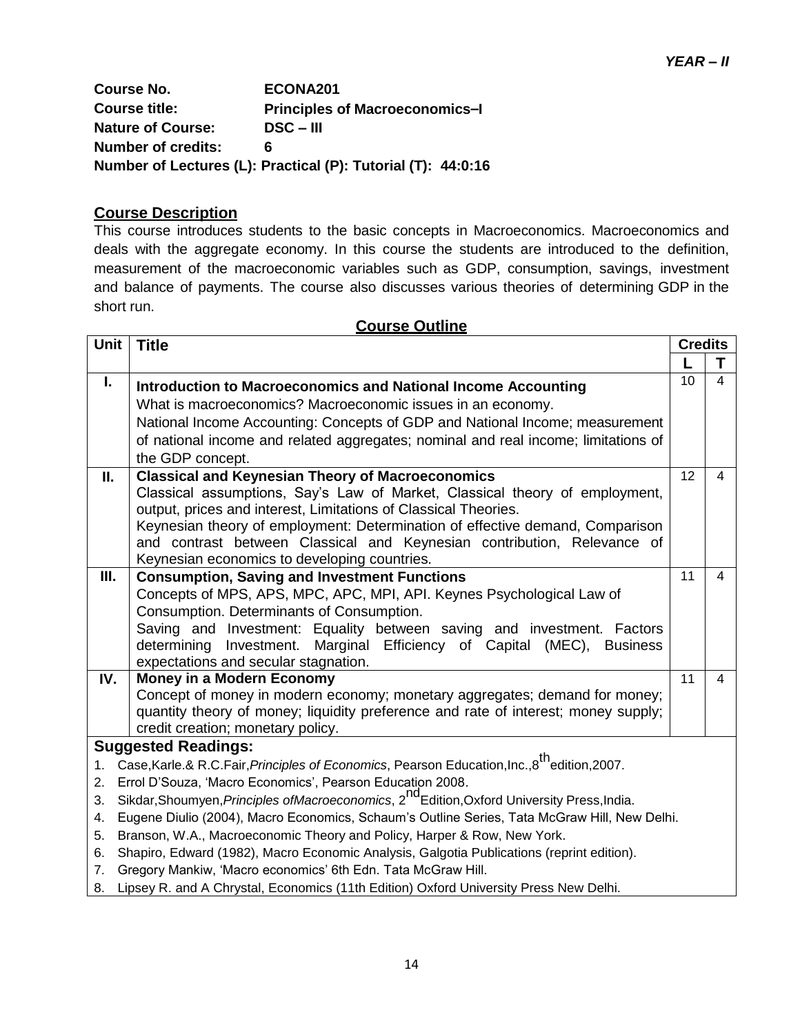***YEAR – II***

**Course No.** **ECONA201**
**Course title:** **Principles of Macroeconomics–I**
**Nature of Course:** **DSC – III**
**Number of credits:** **6**
**Number of Lectures (L): Practical (P): Tutorial (T): 44:0:16**

## Course Description

This course introduces students to the basic concepts in Macroeconomics. Macroeconomics and deals with the aggregate economy. In this course the students are introduced to the definition, measurement of the macroeconomic variables such as GDP, consumption, savings, investment and balance of payments. The course also discusses various theories of determining GDP in the short run.

## Course Outline

| Unit | Title | Credits | |
|---|---|---|---|
| | | L | T |
| I. | **Introduction to Macroeconomics and National Income Accounting**<br>What is macroeconomics? Macroeconomic issues in an economy.<br>National Income Accounting: Concepts of GDP and National Income; measurement of national income and related aggregates; nominal and real income; limitations of the GDP concept. | 10 | 4 |
| II. | **Classical and Keynesian Theory of Macroeconomics**<br>Classical assumptions, Say's Law of Market, Classical theory of employment, output, prices and interest, Limitations of Classical Theories.<br>Keynesian theory of employment: Determination of effective demand, Comparison and contrast between Classical and Keynesian contribution, Relevance of Keynesian economics to developing countries. | 12 | 4 |
| III. | **Consumption, Saving and Investment Functions**<br>Concepts of MPS, APS, MPC, APC, MPI, API. Keynes Psychological Law of Consumption. Determinants of Consumption.<br>Saving and Investment: Equality between saving and investment. Factors determining Investment. Marginal Efficiency of Capital (MEC), Business expectations and secular stagnation. | 11 | 4 |
| IV. | **Money in a Modern Economy**<br>Concept of money in modern economy; monetary aggregates; demand for money; quantity theory of money; liquidity preference and rate of interest; money supply; credit creation; monetary policy. | 11 | 4 |

**Suggested Readings:**

1. Case,Karle.& R.C.Fair,*Principles of Economics*, Pearson Education,Inc.,8th edition,2007.
2. Errol D'Souza, 'Macro Economics', Pearson Education 2008.
3. Sikdar,Shoumyen,*Principles ofMacroeconomics*, 2nd Edition,Oxford University Press,India.
4. Eugene Diulio (2004), Macro Economics, Schaum's Outline Series, Tata McGraw Hill, New Delhi.
5. Branson, W.A., Macroeconomic Theory and Policy, Harper & Row, New York.
6. Shapiro, Edward (1982), Macro Economic Analysis, Galgotia Publications (reprint edition).
7. Gregory Mankiw, 'Macro economics' 6th Edn. Tata McGraw Hill.
8. Lipsey R. and A Chrystal, Economics (11th Edition) Oxford University Press New Delhi.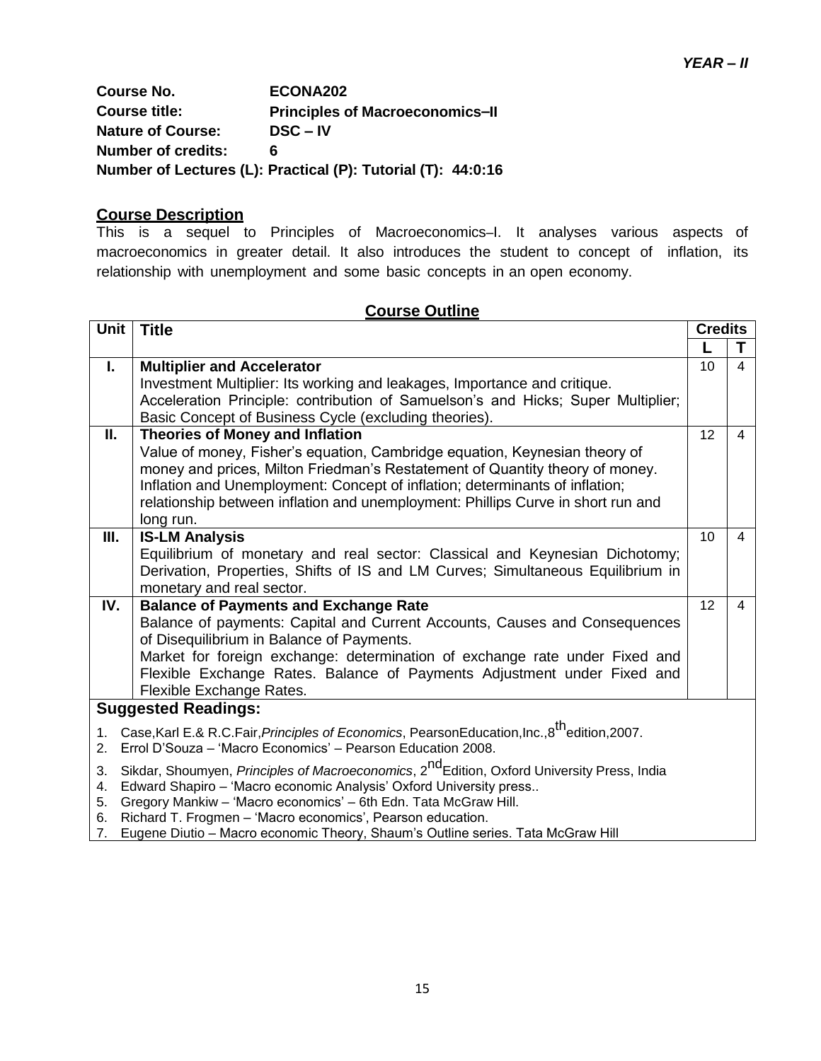*YEAR – II*

**Course No.** **ECONA202**
**Course title:** **Principles of Macroeconomics–II**
**Nature of Course:** **DSC – IV**
**Number of credits:** **6**
**Number of Lectures (L): Practical (P): Tutorial (T): 44:0:16**

## Course Description

This is a sequel to Principles of Macroeconomics–I. It analyses various aspects of macroeconomics in greater detail. It also introduces the student to concept of inflation, its relationship with unemployment and some basic concepts in an open economy.

## Course Outline

| Unit | Title | Credits | |
|---|---|---|---|
| | | **L** | **T** |
| **I.** | **Multiplier and Accelerator**<br>Investment Multiplier: Its working and leakages, Importance and critique.<br>Acceleration Principle: contribution of Samuelson's and Hicks; Super Multiplier; Basic Concept of Business Cycle (excluding theories). | 10 | 4 |
| **II.** | **Theories of Money and Inflation**<br>Value of money, Fisher's equation, Cambridge equation, Keynesian theory of money and prices, Milton Friedman's Restatement of Quantity theory of money.<br>Inflation and Unemployment: Concept of inflation; determinants of inflation; relationship between inflation and unemployment: Phillips Curve in short run and long run. | 12 | 4 |
| **III.** | **IS-LM Analysis**<br>Equilibrium of monetary and real sector: Classical and Keynesian Dichotomy; Derivation, Properties, Shifts of IS and LM Curves; Simultaneous Equilibrium in monetary and real sector. | 10 | 4 |
| **IV.** | **Balance of Payments and Exchange Rate**<br>Balance of payments: Capital and Current Accounts, Causes and Consequences of Disequilibrium in Balance of Payments.<br>Market for foreign exchange: determination of exchange rate under Fixed and Flexible Exchange Rates. Balance of Payments Adjustment under Fixed and Flexible Exchange Rates. | 12 | 4 |

**Suggested Readings:**

1. Case,Karl E.& R.C.Fair,*Principles of Economics*, PearsonEducation,Inc.,8th edition,2007.
2. Errol D'Souza – 'Macro Economics' – Pearson Education 2008.
3. Sikdar, Shoumyen, *Principles of Macroeconomics*, 2nd Edition, Oxford University Press, India
4. Edward Shapiro – 'Macro economic Analysis' Oxford University press..
5. Gregory Mankiw – 'Macro economics' – 6th Edn. Tata McGraw Hill.
6. Richard T. Frogmen – 'Macro economics', Pearson education.
7. Eugene Diutio – Macro economic Theory, Shaum's Outline series. Tata McGraw Hill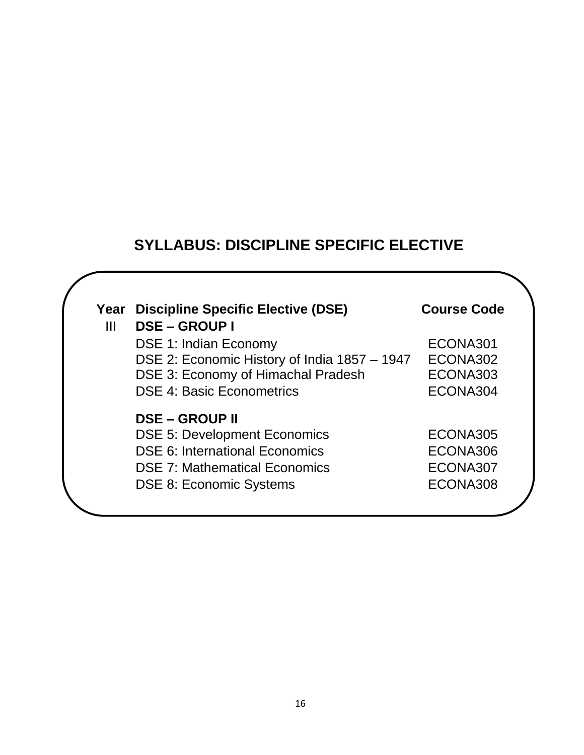# SYLLABUS: DISCIPLINE SPECIFIC ELECTIVE

| Year | Discipline Specific Elective (DSE) | Course Code |
|---|---|---|
| III | **DSE – GROUP I** | |
| | DSE 1: Indian Economy | ECONA301 |
| | DSE 2: Economic History of India 1857 – 1947 | ECONA302 |
| | DSE 3: Economy of Himachal Pradesh | ECONA303 |
| | DSE 4: Basic Econometrics | ECONA304 |
| | **DSE – GROUP II** | |
| | DSE 5: Development Economics | ECONA305 |
| | DSE 6: International Economics | ECONA306 |
| | DSE 7: Mathematical Economics | ECONA307 |
| | DSE 8: Economic Systems | ECONA308 |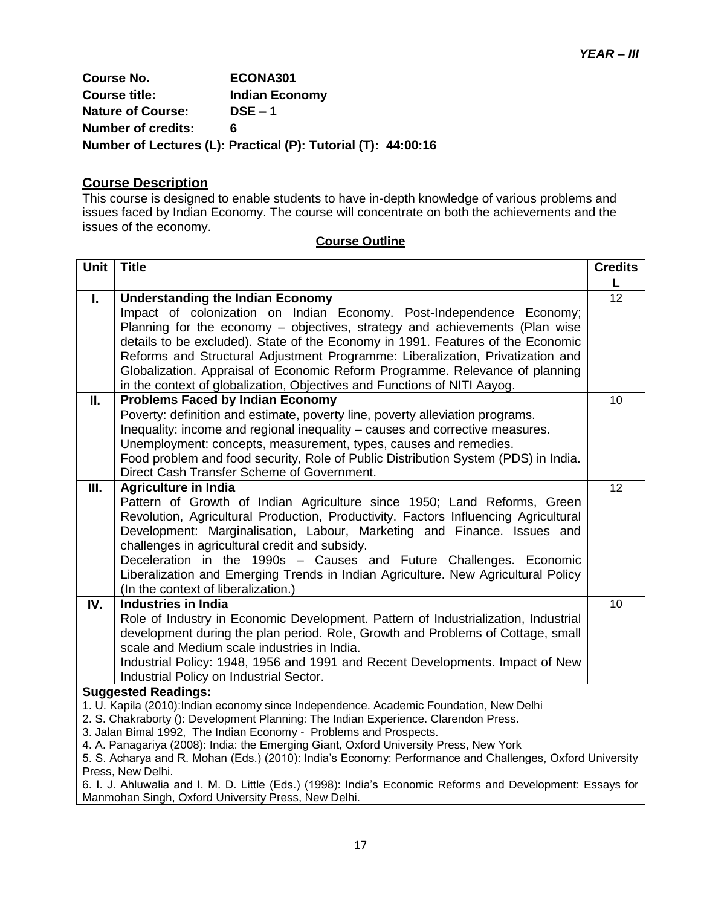***YEAR – III***

**Course No.** ECONA301
**Course title:** Indian Economy
**Nature of Course:** DSE – 1
**Number of credits:** 6
**Number of Lectures (L): Practical (P): Tutorial (T): 44:00:16**

## Course Description

This course is designed to enable students to have in-depth knowledge of various problems and issues faced by Indian Economy. The course will concentrate on both the achievements and the issues of the economy.

**Course Outline**

| Unit | Title | Credits |
|---|---|---|
| | | L |
| I. | **Understanding the Indian Economy** Impact of colonization on Indian Economy. Post-Independence Economy; Planning for the economy – objectives, strategy and achievements (Plan wise details to be excluded). State of the Economy in 1991. Features of the Economic Reforms and Structural Adjustment Programme: Liberalization, Privatization and Globalization. Appraisal of Economic Reform Programme. Relevance of planning in the context of globalization, Objectives and Functions of NITI Aayog. | 12 |
| II. | **Problems Faced by Indian Economy** Poverty: definition and estimate, poverty line, poverty alleviation programs. Inequality: income and regional inequality – causes and corrective measures. Unemployment: concepts, measurement, types, causes and remedies. Food problem and food security, Role of Public Distribution System (PDS) in India. Direct Cash Transfer Scheme of Government. | 10 |
| III. | **Agriculture in India** Pattern of Growth of Indian Agriculture since 1950; Land Reforms, Green Revolution, Agricultural Production, Productivity. Factors Influencing Agricultural Development: Marginalisation, Labour, Marketing and Finance. Issues and challenges in agricultural credit and subsidy. Deceleration in the 1990s – Causes and Future Challenges. Economic Liberalization and Emerging Trends in Indian Agriculture. New Agricultural Policy (In the context of liberalization.) | 12 |
| IV. | **Industries in India** Role of Industry in Economic Development. Pattern of Industrialization, Industrial development during the plan period. Role, Growth and Problems of Cottage, small scale and Medium scale industries in India. Industrial Policy: 1948, 1956 and 1991 and Recent Developments. Impact of New Industrial Policy on Industrial Sector. | 10 |

**Suggested Readings:**

1. U. Kapila (2010):Indian economy since Independence. Academic Foundation, New Delhi
2. S. Chakraborty (): Development Planning: The Indian Experience. Clarendon Press.
3. Jalan Bimal 1992, The Indian Economy - Problems and Prospects.
4. A. Panagariya (2008): India: the Emerging Giant, Oxford University Press, New York
5. S. Acharya and R. Mohan (Eds.) (2010): India's Economy: Performance and Challenges, Oxford University Press, New Delhi.
6. I. J. Ahluwalia and I. M. D. Little (Eds.) (1998): India's Economic Reforms and Development: Essays for Manmohan Singh, Oxford University Press, New Delhi.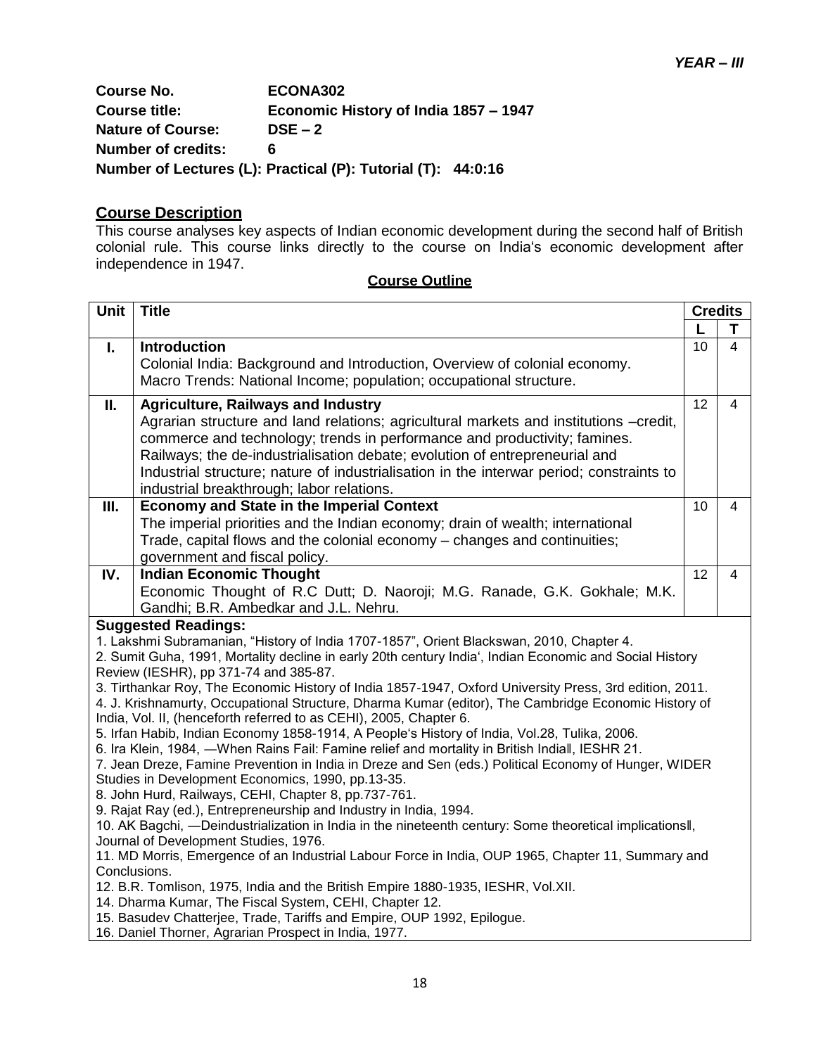***YEAR – III***

**Course No.** **ECONA302**
**Course title:** **Economic History of India 1857 – 1947**
**Nature of Course:** **DSE – 2**
**Number of credits:** **6**
**Number of Lectures (L): Practical (P): Tutorial (T): 44:0:16**

## Course Description

This course analyses key aspects of Indian economic development during the second half of British colonial rule. This course links directly to the course on India's economic development after independence in 1947.

**Course Outline**

| Unit | Title | Credits | |
|---|---|---|---|
| | | L | T |
| I. | **Introduction**<br>Colonial India: Background and Introduction, Overview of colonial economy.<br>Macro Trends: National Income; population; occupational structure. | 10 | 4 |
| II. | **Agriculture, Railways and Industry**<br>Agrarian structure and land relations; agricultural markets and institutions –credit, commerce and technology; trends in performance and productivity; famines.<br>Railways; the de-industrialisation debate; evolution of entrepreneurial and Industrial structure; nature of industrialisation in the interwar period; constraints to industrial breakthrough; labor relations. | 12 | 4 |
| III. | **Economy and State in the Imperial Context**<br>The imperial priorities and the Indian economy; drain of wealth; international Trade, capital flows and the colonial economy – changes and continuities; government and fiscal policy. | 10 | 4 |
| IV. | **Indian Economic Thought**<br>Economic Thought of R.C Dutt; D. Naoroji; M.G. Ranade, G.K. Gokhale; M.K. Gandhi; B.R. Ambedkar and J.L. Nehru. | 12 | 4 |

**Suggested Readings:**

1. Lakshmi Subramanian, "History of India 1707-1857", Orient Blackswan, 2010, Chapter 4.
2. Sumit Guha, 1991, Mortality decline in early 20th century India', Indian Economic and Social History Review (IESHR), pp 371-74 and 385-87.
3. Tirthankar Roy, The Economic History of India 1857-1947, Oxford University Press, 3rd edition, 2011.
4. J. Krishnamurty, Occupational Structure, Dharma Kumar (editor), The Cambridge Economic History of India, Vol. II, (henceforth referred to as CEHI), 2005, Chapter 6.
5. Irfan Habib, Indian Economy 1858-1914, A People's History of India, Vol.28, Tulika, 2006.
6. Ira Klein, 1984, ―When Rains Fail: Famine relief and mortality in British India‖, IESHR 21.
7. Jean Dreze, Famine Prevention in India in Dreze and Sen (eds.) Political Economy of Hunger, WIDER Studies in Development Economics, 1990, pp.13-35.
8. John Hurd, Railways, CEHI, Chapter 8, pp.737-761.
9. Rajat Ray (ed.), Entrepreneurship and Industry in India, 1994.
10. AK Bagchi, ―Deindustrialization in India in the nineteenth century: Some theoretical implications‖, Journal of Development Studies, 1976.
11. MD Morris, Emergence of an Industrial Labour Force in India, OUP 1965, Chapter 11, Summary and Conclusions.
12. B.R. Tomlison, 1975, India and the British Empire 1880-1935, IESHR, Vol.XII.
14. Dharma Kumar, The Fiscal System, CEHI, Chapter 12.
15. Basudev Chatterjee, Trade, Tariffs and Empire, OUP 1992, Epilogue.
16. Daniel Thorner, Agrarian Prospect in India, 1977.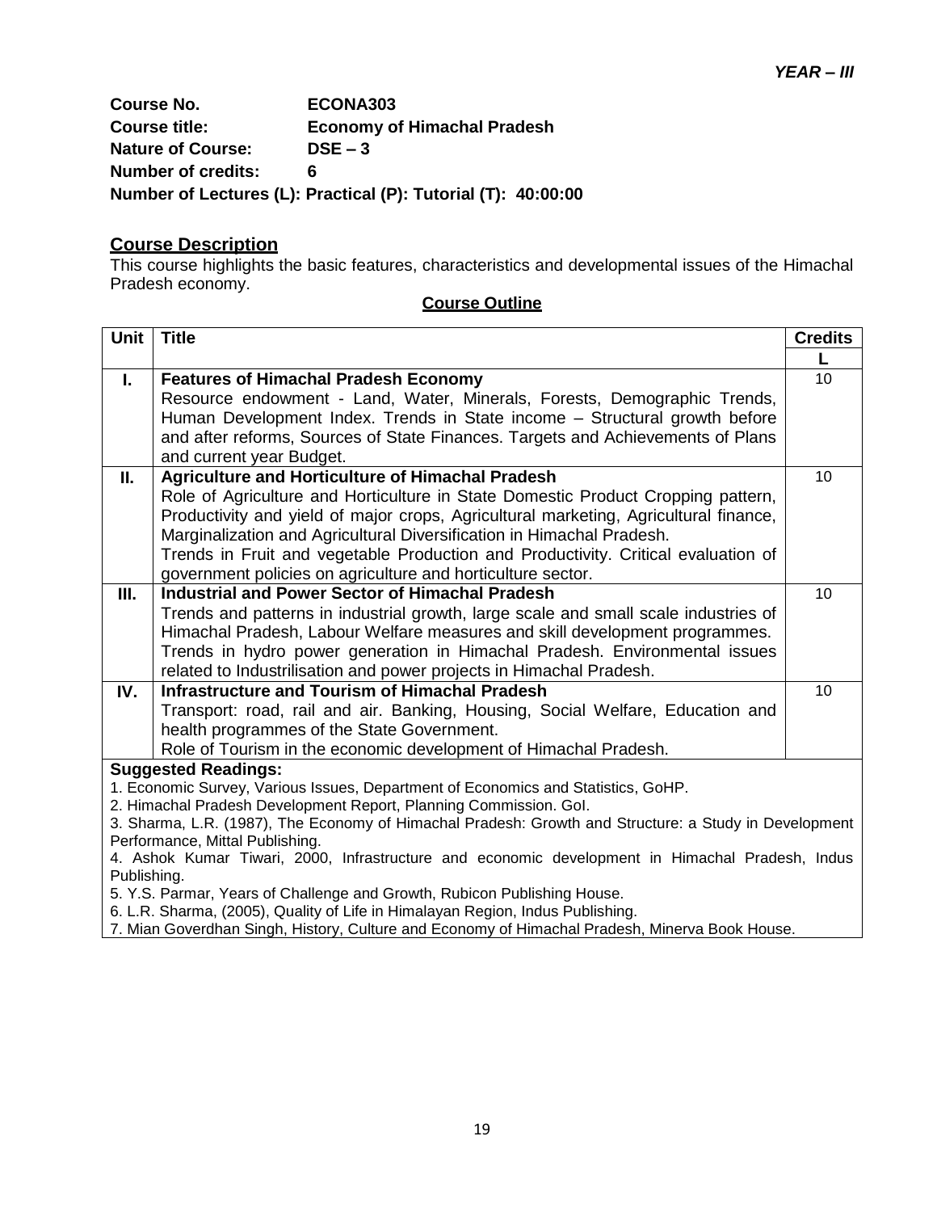***YEAR – III***

**Course No.** ECONA303
**Course title:** Economy of Himachal Pradesh
**Nature of Course:** DSE – 3
**Number of credits:** 6
**Number of Lectures (L): Practical (P): Tutorial (T): 40:00:00**

## Course Description

This course highlights the basic features, characteristics and developmental issues of the Himachal Pradesh economy.

### Course Outline

| Unit | Title | Credits |
|---|---|---|
| | | L |
| I. | **Features of Himachal Pradesh Economy**<br>Resource endowment - Land, Water, Minerals, Forests, Demographic Trends, Human Development Index. Trends in State income – Structural growth before and after reforms, Sources of State Finances. Targets and Achievements of Plans and current year Budget. | 10 |
| II. | **Agriculture and Horticulture of Himachal Pradesh**<br>Role of Agriculture and Horticulture in State Domestic Product Cropping pattern, Productivity and yield of major crops, Agricultural marketing, Agricultural finance, Marginalization and Agricultural Diversification in Himachal Pradesh.<br>Trends in Fruit and vegetable Production and Productivity. Critical evaluation of government policies on agriculture and horticulture sector. | 10 |
| III. | **Industrial and Power Sector of Himachal Pradesh**<br>Trends and patterns in industrial growth, large scale and small scale industries of Himachal Pradesh, Labour Welfare measures and skill development programmes. Trends in hydro power generation in Himachal Pradesh. Environmental issues related to Industrilisation and power projects in Himachal Pradesh. | 10 |
| IV. | **Infrastructure and Tourism of Himachal Pradesh**<br>Transport: road, rail and air. Banking, Housing, Social Welfare, Education and health programmes of the State Government.<br>Role of Tourism in the economic development of Himachal Pradesh. | 10 |

**Suggested Readings:**

1. Economic Survey, Various Issues, Department of Economics and Statistics, GoHP.
2. Himachal Pradesh Development Report, Planning Commission. GoI.
3. Sharma, L.R. (1987), The Economy of Himachal Pradesh: Growth and Structure: a Study in Development Performance, Mittal Publishing.
4. Ashok Kumar Tiwari, 2000, Infrastructure and economic development in Himachal Pradesh, Indus Publishing.
5. Y.S. Parmar, Years of Challenge and Growth, Rubicon Publishing House.
6. L.R. Sharma, (2005), Quality of Life in Himalayan Region, Indus Publishing.
7. Mian Goverdhan Singh, History, Culture and Economy of Himachal Pradesh, Minerva Book House.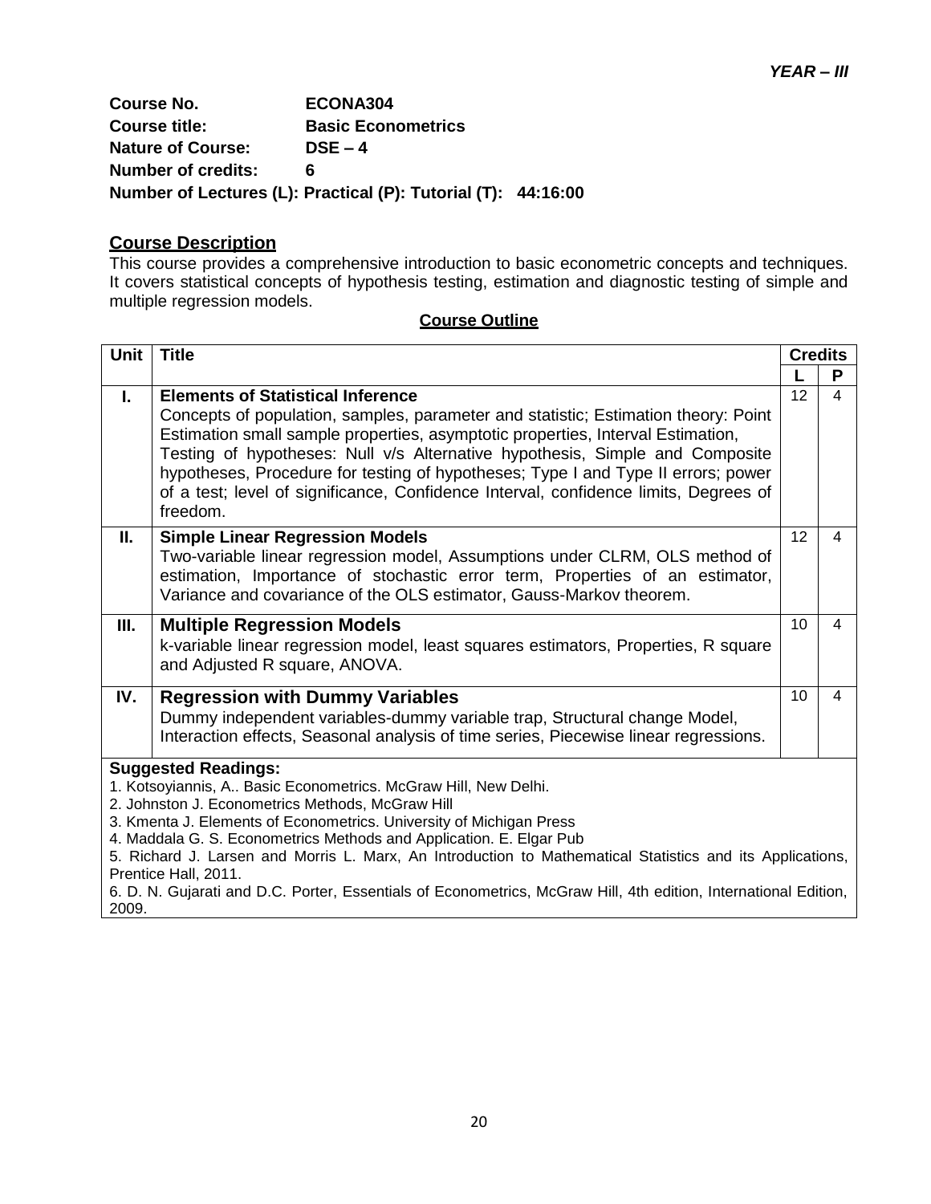***YEAR – III***

**Course No.** ECONA304
**Course title:** Basic Econometrics
**Nature of Course:** DSE – 4
**Number of credits:** 6
**Number of Lectures (L): Practical (P): Tutorial (T): 44:16:00**

## Course Description

This course provides a comprehensive introduction to basic econometric concepts and techniques. It covers statistical concepts of hypothesis testing, estimation and diagnostic testing of simple and multiple regression models.

**Course Outline**

| Unit | Title | Credits | |
|---|---|---|---|
| | | L | P |
| I. | **Elements of Statistical Inference** Concepts of population, samples, parameter and statistic; Estimation theory: Point Estimation small sample properties, asymptotic properties, Interval Estimation, Testing of hypotheses: Null v/s Alternative hypothesis, Simple and Composite hypotheses, Procedure for testing of hypotheses; Type I and Type II errors; power of a test; level of significance, Confidence Interval, confidence limits, Degrees of freedom. | 12 | 4 |
| II. | **Simple Linear Regression Models** Two-variable linear regression model, Assumptions under CLRM, OLS method of estimation, Importance of stochastic error term, Properties of an estimator, Variance and covariance of the OLS estimator, Gauss-Markov theorem. | 12 | 4 |
| III. | **Multiple Regression Models** k-variable linear regression model, least squares estimators, Properties, R square and Adjusted R square, ANOVA. | 10 | 4 |
| IV. | **Regression with Dummy Variables** Dummy independent variables-dummy variable trap, Structural change Model, Interaction effects, Seasonal analysis of time series, Piecewise linear regressions. | 10 | 4 |

**Suggested Readings:**

1. Kotsoyiannis, A.. Basic Econometrics. McGraw Hill, New Delhi.
2. Johnston J. Econometrics Methods, McGraw Hill
3. Kmenta J. Elements of Econometrics. University of Michigan Press
4. Maddala G. S. Econometrics Methods and Application. E. Elgar Pub
5. Richard J. Larsen and Morris L. Marx, An Introduction to Mathematical Statistics and its Applications, Prentice Hall, 2011.
6. D. N. Gujarati and D.C. Porter, Essentials of Econometrics, McGraw Hill, 4th edition, International Edition, 2009.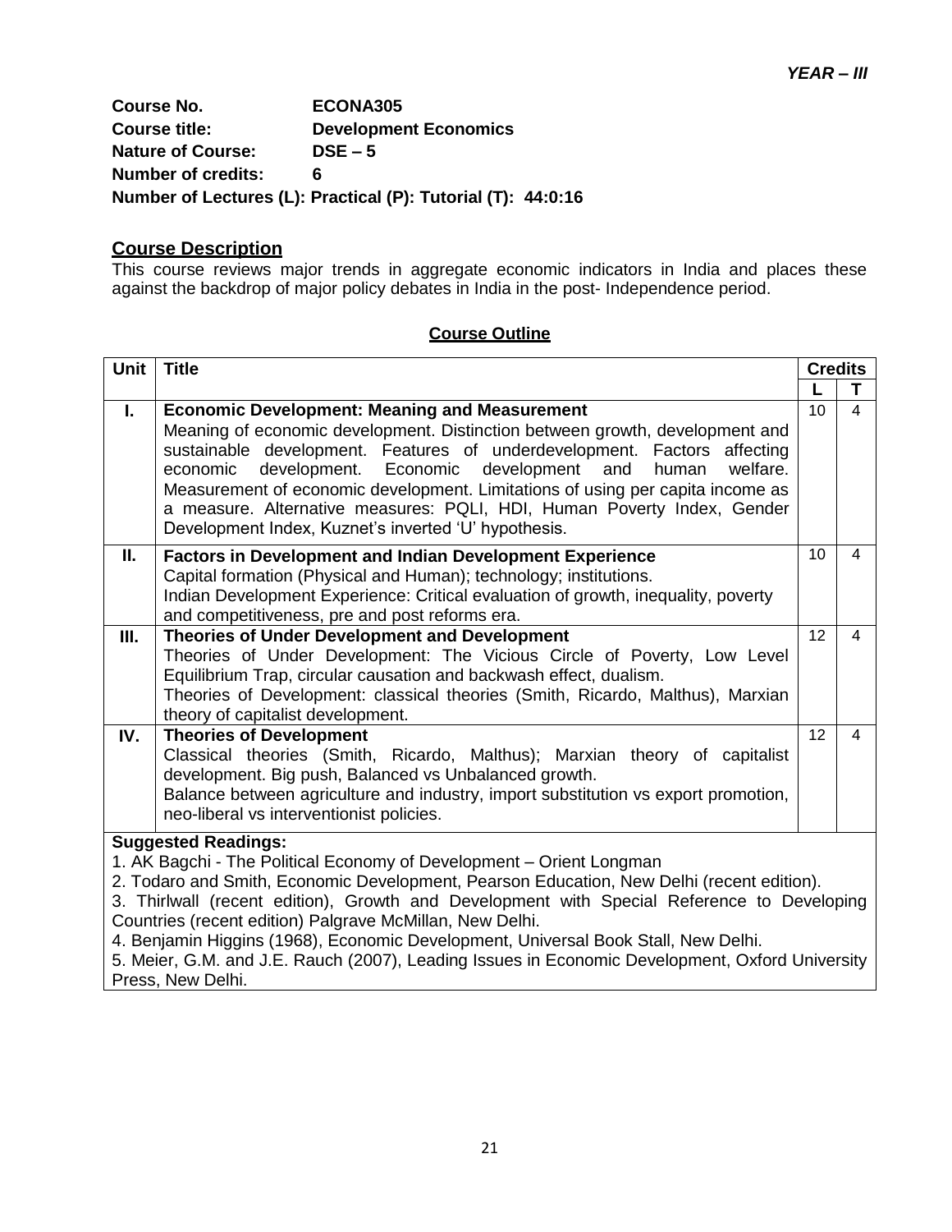***YEAR – III***

**Course No.** ECONA305
**Course title:** Development Economics
**Nature of Course:** DSE – 5
**Number of credits:** 6
**Number of Lectures (L): Practical (P): Tutorial (T): 44:0:16**

## Course Description

This course reviews major trends in aggregate economic indicators in India and places these against the backdrop of major policy debates in India in the post- Independence period.

### Course Outline

| Unit | Title | Credits | |
|---|---|---|---|
| | | L | T |
| I. | **Economic Development: Meaning and Measurement**<br>Meaning of economic development. Distinction between growth, development and sustainable development. Features of underdevelopment. Factors affecting economic development. Economic development and human welfare. Measurement of economic development. Limitations of using per capita income as a measure. Alternative measures: PQLI, HDI, Human Poverty Index, Gender Development Index, Kuznet's inverted 'U' hypothesis. | 10 | 4 |
| II. | **Factors in Development and Indian Development Experience**<br>Capital formation (Physical and Human); technology; institutions.<br>Indian Development Experience: Critical evaluation of growth, inequality, poverty and competitiveness, pre and post reforms era. | 10 | 4 |
| III. | **Theories of Under Development and Development**<br>Theories of Under Development: The Vicious Circle of Poverty, Low Level Equilibrium Trap, circular causation and backwash effect, dualism.<br>Theories of Development: classical theories (Smith, Ricardo, Malthus), Marxian theory of capitalist development. | 12 | 4 |
| IV. | **Theories of Development**<br>Classical theories (Smith, Ricardo, Malthus); Marxian theory of capitalist development. Big push, Balanced vs Unbalanced growth.<br>Balance between agriculture and industry, import substitution vs export promotion, neo-liberal vs interventionist policies. | 12 | 4 |

**Suggested Readings:**

1. AK Bagchi - The Political Economy of Development – Orient Longman
2. Todaro and Smith, Economic Development, Pearson Education, New Delhi (recent edition).
3. Thirlwall (recent edition), Growth and Development with Special Reference to Developing Countries (recent edition) Palgrave McMillan, New Delhi.
4. Benjamin Higgins (1968), Economic Development, Universal Book Stall, New Delhi.
5. Meier, G.M. and J.E. Rauch (2007), Leading Issues in Economic Development, Oxford University Press, New Delhi.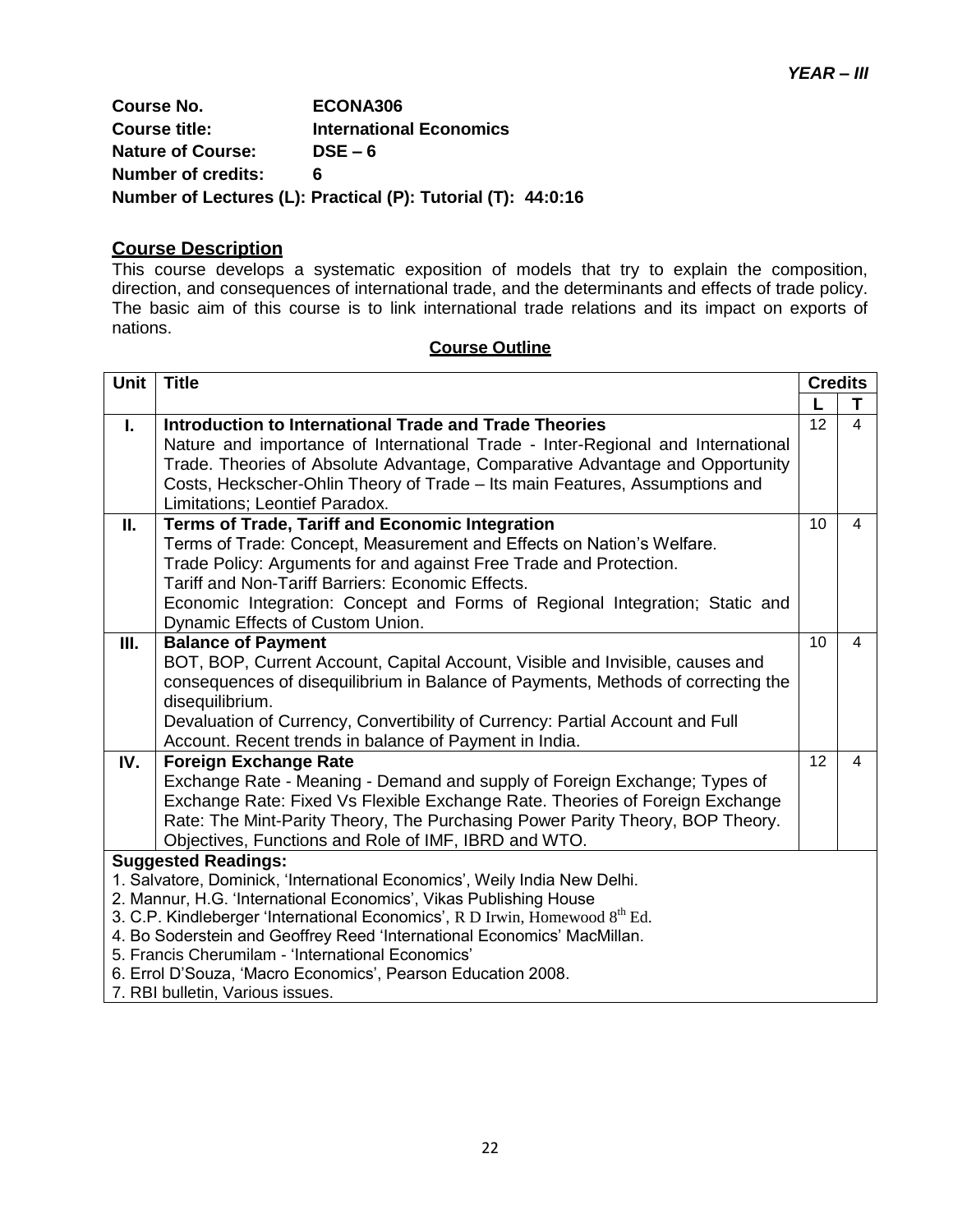***YEAR – III***

**Course No.** **ECONA306**
**Course title:** **International Economics**
**Nature of Course:** **DSE – 6**
**Number of credits:** **6**
**Number of Lectures (L): Practical (P): Tutorial (T): 44:0:16**

## Course Description

This course develops a systematic exposition of models that try to explain the composition, direction, and consequences of international trade, and the determinants and effects of trade policy. The basic aim of this course is to link international trade relations and its impact on exports of nations.

### Course Outline

| Unit | Title | Credits | |
|---|---|---|---|
| | | L | T |
| I. | **Introduction to International Trade and Trade Theories**<br>Nature and importance of International Trade - Inter-Regional and International Trade. Theories of Absolute Advantage, Comparative Advantage and Opportunity Costs, Heckscher-Ohlin Theory of Trade – Its main Features, Assumptions and Limitations; Leontief Paradox. | 12 | 4 |
| II. | **Terms of Trade, Tariff and Economic Integration**<br>Terms of Trade: Concept, Measurement and Effects on Nation's Welfare.<br>Trade Policy: Arguments for and against Free Trade and Protection.<br>Tariff and Non-Tariff Barriers: Economic Effects.<br>Economic Integration: Concept and Forms of Regional Integration; Static and Dynamic Effects of Custom Union. | 10 | 4 |
| III. | **Balance of Payment**<br>BOT, BOP, Current Account, Capital Account, Visible and Invisible, causes and consequences of disequilibrium in Balance of Payments, Methods of correcting the disequilibrium.<br>Devaluation of Currency, Convertibility of Currency: Partial Account and Full Account. Recent trends in balance of Payment in India. | 10 | 4 |
| IV. | **Foreign Exchange Rate**<br>Exchange Rate - Meaning - Demand and supply of Foreign Exchange; Types of Exchange Rate: Fixed Vs Flexible Exchange Rate. Theories of Foreign Exchange Rate: The Mint-Parity Theory, The Purchasing Power Parity Theory, BOP Theory. Objectives, Functions and Role of IMF, IBRD and WTO. | 12 | 4 |

**Suggested Readings:**

1. Salvatore, Dominick, 'International Economics', Weily India New Delhi.
2. Mannur, H.G. 'International Economics', Vikas Publishing House
3. C.P. Kindleberger 'International Economics', R D Irwin, Homewood 8th Ed.
4. Bo Soderstein and Geoffrey Reed 'International Economics' MacMillan.
5. Francis Cherumilam - 'International Economics'
6. Errol D'Souza, 'Macro Economics', Pearson Education 2008.
7. RBI bulletin, Various issues.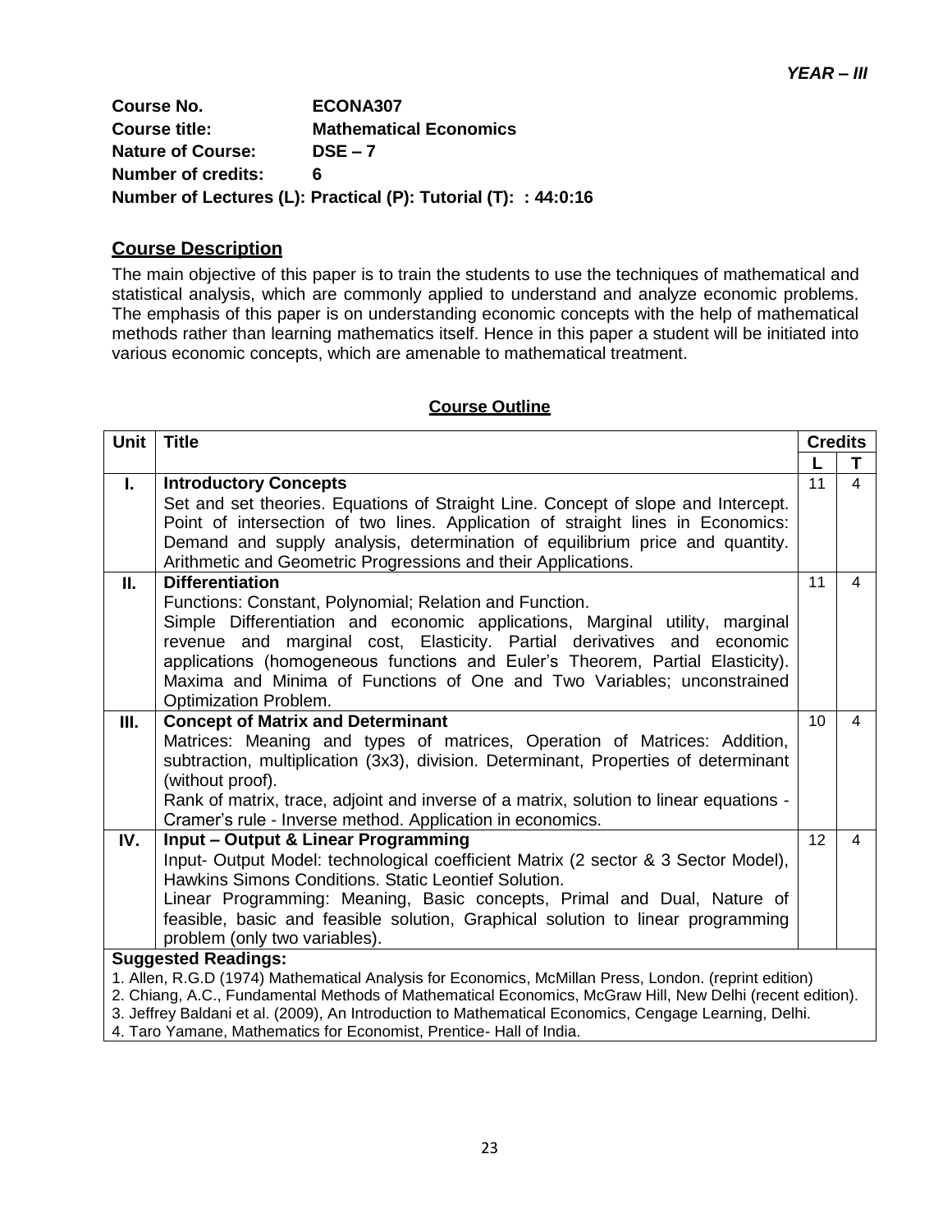*YEAR – III*

**Course No.** **ECONA307**
**Course title:** **Mathematical Economics**
**Nature of Course:** **DSE – 7**
**Number of credits:** **6**
**Number of Lectures (L): Practical (P): Tutorial (T): : 44:0:16**

## Course Description

The main objective of this paper is to train the students to use the techniques of mathematical and statistical analysis, which are commonly applied to understand and analyze economic problems. The emphasis of this paper is on understanding economic concepts with the help of mathematical methods rather than learning mathematics itself. Hence in this paper a student will be initiated into various economic concepts, which are amenable to mathematical treatment.

## Course Outline

| Unit | Title | Credits | |
|---|---|---|---|
| | | L | T |
| I. | **Introductory Concepts**<br>Set and set theories. Equations of Straight Line. Concept of slope and Intercept. Point of intersection of two lines. Application of straight lines in Economics: Demand and supply analysis, determination of equilibrium price and quantity. Arithmetic and Geometric Progressions and their Applications. | 11 | 4 |
| II. | **Differentiation**<br>Functions: Constant, Polynomial; Relation and Function.<br>Simple Differentiation and economic applications, Marginal utility, marginal revenue and marginal cost, Elasticity. Partial derivatives and economic applications (homogeneous functions and Euler's Theorem, Partial Elasticity). Maxima and Minima of Functions of One and Two Variables; unconstrained Optimization Problem. | 11 | 4 |
| III. | **Concept of Matrix and Determinant**<br>Matrices: Meaning and types of matrices, Operation of Matrices: Addition, subtraction, multiplication (3x3), division. Determinant, Properties of determinant (without proof).<br>Rank of matrix, trace, adjoint and inverse of a matrix, solution to linear equations - Cramer's rule - Inverse method. Application in economics. | 10 | 4 |
| IV. | **Input – Output & Linear Programming**<br>Input- Output Model: technological coefficient Matrix (2 sector & 3 Sector Model), Hawkins Simons Conditions. Static Leontief Solution.<br>Linear Programming: Meaning, Basic concepts, Primal and Dual, Nature of feasible, basic and feasible solution, Graphical solution to linear programming problem (only two variables). | 12 | 4 |

**Suggested Readings:**

1. Allen, R.G.D (1974) Mathematical Analysis for Economics, McMillan Press, London. (reprint edition)
2. Chiang, A.C., Fundamental Methods of Mathematical Economics, McGraw Hill, New Delhi (recent edition).
3. Jeffrey Baldani et al. (2009), An Introduction to Mathematical Economics, Cengage Learning, Delhi.
4. Taro Yamane, Mathematics for Economist, Prentice- Hall of India.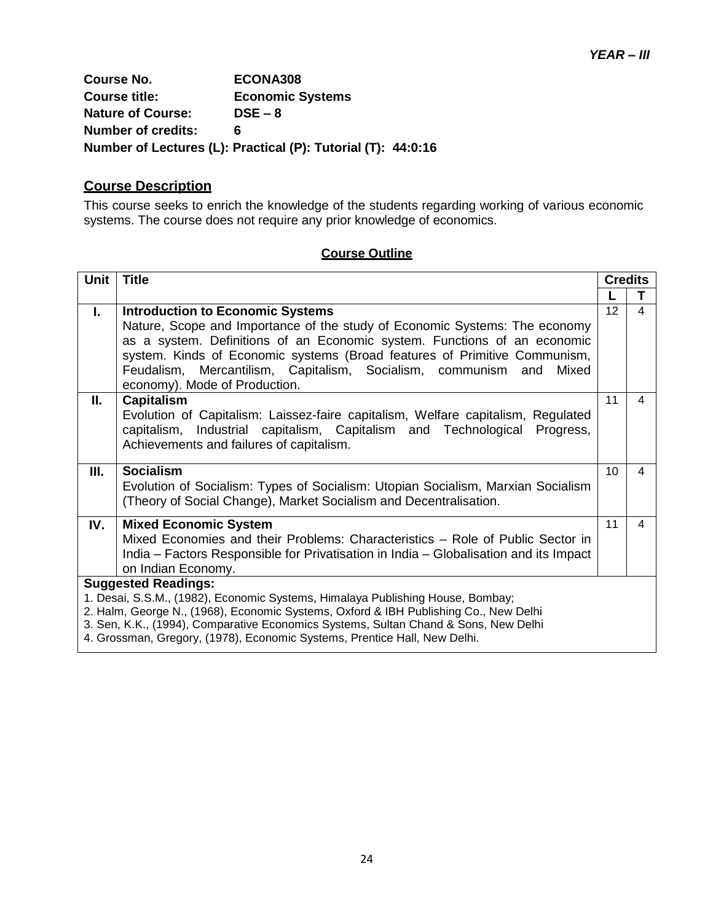*YEAR – III*

**Course No.** ECONA308
**Course title:** Economic Systems
**Nature of Course:** DSE – 8
**Number of credits:** 6
**Number of Lectures (L): Practical (P): Tutorial (T): 44:0:16**

## Course Description

This course seeks to enrich the knowledge of the students regarding working of various economic systems. The course does not require any prior knowledge of economics.

### Course Outline

| Unit | Title | Credits | |
|---|---|---|---|
| | | L | T |
| I. | **Introduction to Economic Systems**<br>Nature, Scope and Importance of the study of Economic Systems: The economy as a system. Definitions of an Economic system. Functions of an economic system. Kinds of Economic systems (Broad features of Primitive Communism, Feudalism, Mercantilism, Capitalism, Socialism, communism and Mixed economy). Mode of Production. | 12 | 4 |
| II. | **Capitalism**<br>Evolution of Capitalism: Laissez-faire capitalism, Welfare capitalism, Regulated capitalism, Industrial capitalism, Capitalism and Technological Progress, Achievements and failures of capitalism. | 11 | 4 |
| III. | **Socialism**<br>Evolution of Socialism: Types of Socialism: Utopian Socialism, Marxian Socialism (Theory of Social Change), Market Socialism and Decentralisation. | 10 | 4 |
| IV. | **Mixed Economic System**<br>Mixed Economies and their Problems: Characteristics – Role of Public Sector in India – Factors Responsible for Privatisation in India – Globalisation and its Impact on Indian Economy. | 11 | 4 |

**Suggested Readings:**

1. Desai, S.S.M., (1982), Economic Systems, Himalaya Publishing House, Bombay;
2. Halm, George N., (1968), Economic Systems, Oxford & IBH Publishing Co., New Delhi
3. Sen, K.K., (1994), Comparative Economics Systems, Sultan Chand & Sons, New Delhi
4. Grossman, Gregory, (1978), Economic Systems, Prentice Hall, New Delhi.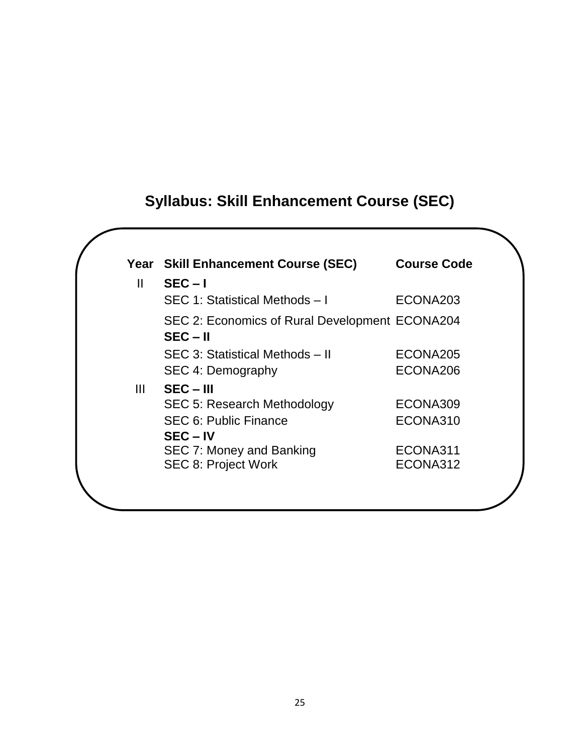# Syllabus: Skill Enhancement Course (SEC)

| Year | Skill Enhancement Course (SEC) | Course Code |
|---|---|---|
| II | **SEC – I** | |
| | SEC 1: Statistical Methods – I | ECONA203 |
| | SEC 2: Economics of Rural Development | ECONA204 |
| | **SEC – II** | |
| | SEC 3: Statistical Methods – II | ECONA205 |
| | SEC 4: Demography | ECONA206 |
| III | **SEC – III** | |
| | SEC 5: Research Methodology | ECONA309 |
| | SEC 6: Public Finance | ECONA310 |
| | **SEC – IV** | |
| | SEC 7: Money and Banking | ECONA311 |
| | SEC 8: Project Work | ECONA312 |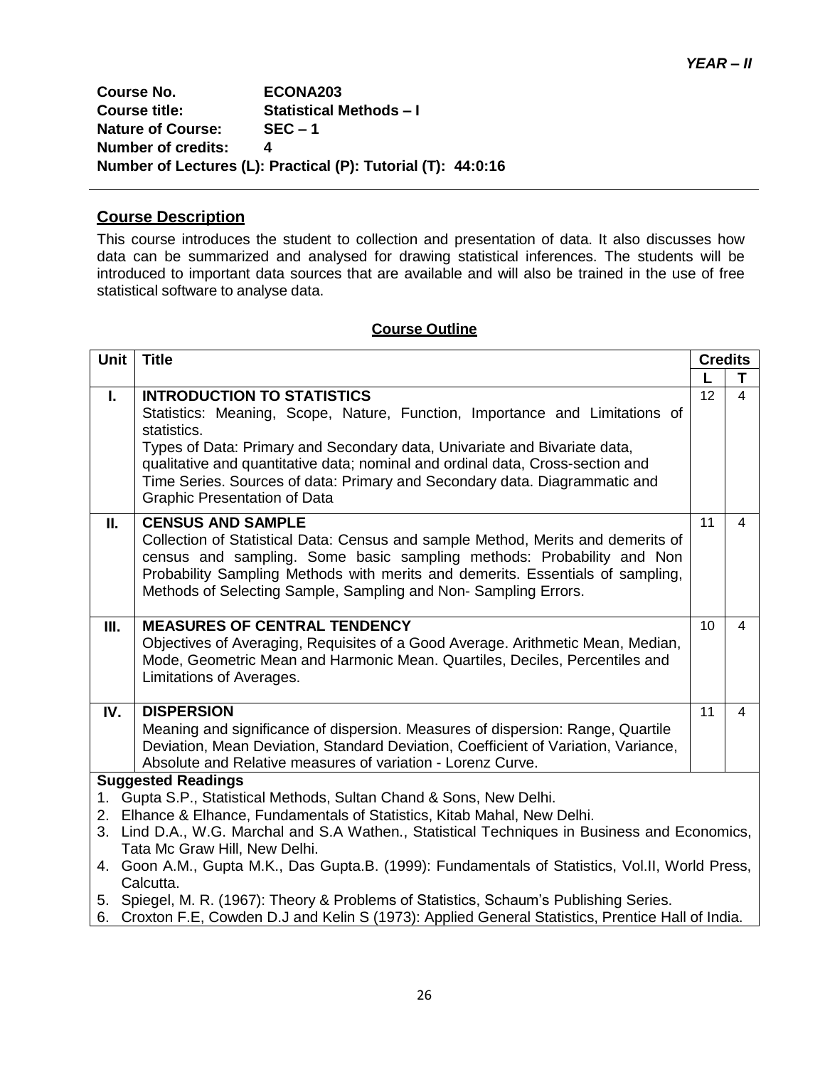***YEAR – II***

**Course No.** ECONA203
**Course title:** Statistical Methods – I
**Nature of Course:** SEC – 1
**Number of credits:** 4
**Number of Lectures (L): Practical (P): Tutorial (T): 44:0:16**

## Course Description

This course introduces the student to collection and presentation of data. It also discusses how data can be summarized and analysed for drawing statistical inferences. The students will be introduced to important data sources that are available and will also be trained in the use of free statistical software to analyse data.

## Course Outline

| Unit | Title | Credits | |
|---|---|---|---|
| | | L | T |
| I. | **INTRODUCTION TO STATISTICS**<br>Statistics: Meaning, Scope, Nature, Function, Importance and Limitations of statistics.<br>Types of Data: Primary and Secondary data, Univariate and Bivariate data, qualitative and quantitative data; nominal and ordinal data, Cross-section and Time Series. Sources of data: Primary and Secondary data. Diagrammatic and Graphic Presentation of Data | 12 | 4 |
| II. | **CENSUS AND SAMPLE**<br>Collection of Statistical Data: Census and sample Method, Merits and demerits of census and sampling. Some basic sampling methods: Probability and Non Probability Sampling Methods with merits and demerits. Essentials of sampling, Methods of Selecting Sample, Sampling and Non- Sampling Errors. | 11 | 4 |
| III. | **MEASURES OF CENTRAL TENDENCY**<br>Objectives of Averaging, Requisites of a Good Average. Arithmetic Mean, Median, Mode, Geometric Mean and Harmonic Mean. Quartiles, Deciles, Percentiles and Limitations of Averages. | 10 | 4 |
| IV. | **DISPERSION**<br>Meaning and significance of dispersion. Measures of dispersion: Range, Quartile Deviation, Mean Deviation, Standard Deviation, Coefficient of Variation, Variance, Absolute and Relative measures of variation - Lorenz Curve. | 11 | 4 |

**Suggested Readings**

1. Gupta S.P., Statistical Methods, Sultan Chand & Sons, New Delhi.
2. Elhance & Elhance, Fundamentals of Statistics, Kitab Mahal, New Delhi.
3. Lind D.A., W.G. Marchal and S.A Wathen., Statistical Techniques in Business and Economics, Tata Mc Graw Hill, New Delhi.
4. Goon A.M., Gupta M.K., Das Gupta.B. (1999): Fundamentals of Statistics, Vol.II, World Press, Calcutta.
5. Spiegel, M. R. (1967): Theory & Problems of Statistics, Schaum's Publishing Series.
6. Croxton F.E, Cowden D.J and Kelin S (1973): Applied General Statistics, Prentice Hall of India.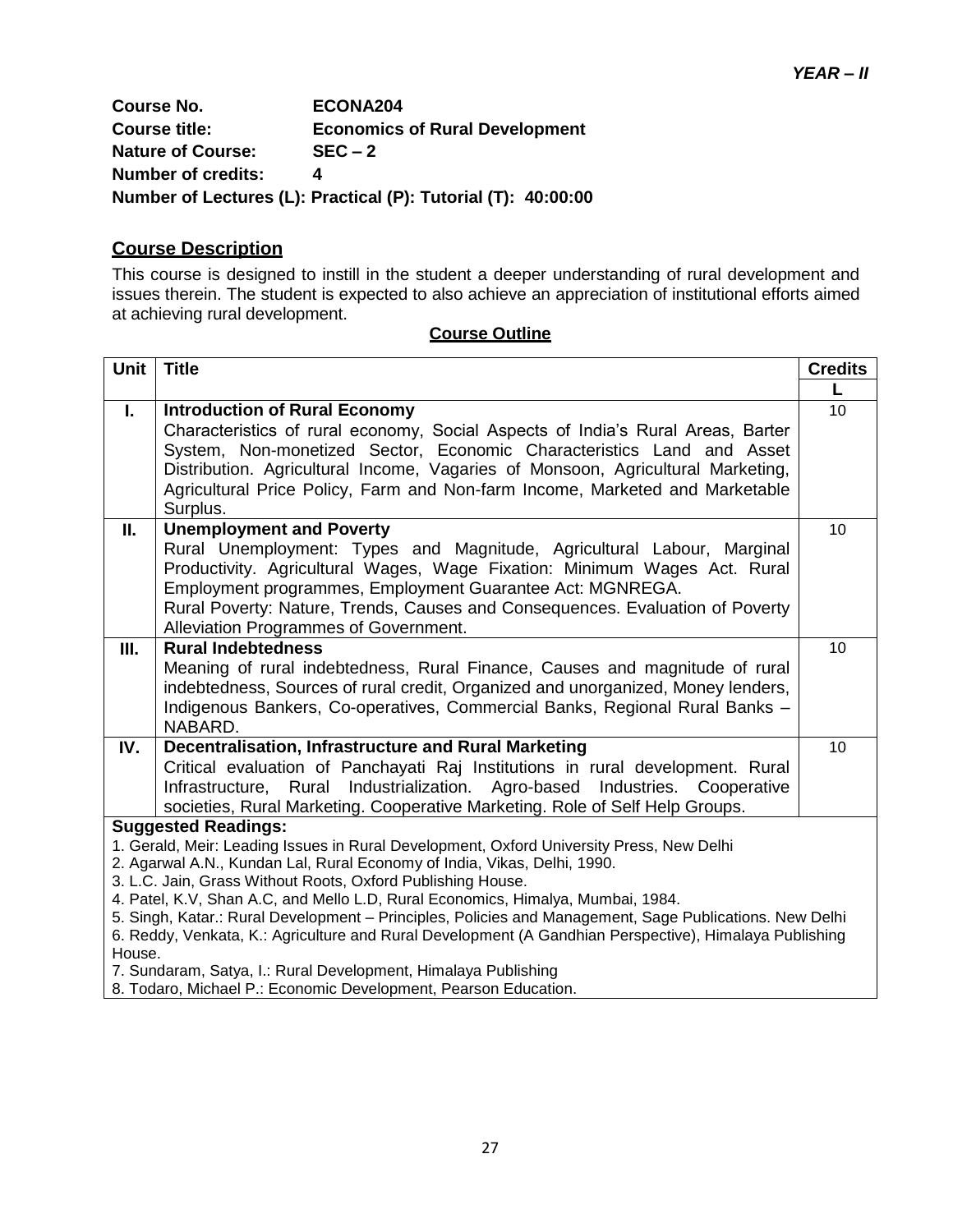*YEAR – II*

**Course No.** **ECONA204**
**Course title:** **Economics of Rural Development**
**Nature of Course:** **SEC – 2**
**Number of credits:** **4**
**Number of Lectures (L): Practical (P): Tutorial (T): 40:00:00**

## Course Description

This course is designed to instill in the student a deeper understanding of rural development and issues therein. The student is expected to also achieve an appreciation of institutional efforts aimed at achieving rural development.

**Course Outline**

| Unit | Title | Credits |
|---|---|---|
| | | L |
| I. | **Introduction of Rural Economy** Characteristics of rural economy, Social Aspects of India's Rural Areas, Barter System, Non-monetized Sector, Economic Characteristics Land and Asset Distribution. Agricultural Income, Vagaries of Monsoon, Agricultural Marketing, Agricultural Price Policy, Farm and Non-farm Income, Marketed and Marketable Surplus. | 10 |
| II. | **Unemployment and Poverty** Rural Unemployment: Types and Magnitude, Agricultural Labour, Marginal Productivity. Agricultural Wages, Wage Fixation: Minimum Wages Act. Rural Employment programmes, Employment Guarantee Act: MGNREGA. Rural Poverty: Nature, Trends, Causes and Consequences. Evaluation of Poverty Alleviation Programmes of Government. | 10 |
| III. | **Rural Indebtedness** Meaning of rural indebtedness, Rural Finance, Causes and magnitude of rural indebtedness, Sources of rural credit, Organized and unorganized, Money lenders, Indigenous Bankers, Co-operatives, Commercial Banks, Regional Rural Banks – NABARD. | 10 |
| IV. | **Decentralisation, Infrastructure and Rural Marketing** Critical evaluation of Panchayati Raj Institutions in rural development. Rural Infrastructure, Rural Industrialization. Agro-based Industries. Cooperative societies, Rural Marketing. Cooperative Marketing. Role of Self Help Groups. | 10 |

**Suggested Readings:**

1. Gerald, Meir: Leading Issues in Rural Development, Oxford University Press, New Delhi
2. Agarwal A.N., Kundan Lal, Rural Economy of India, Vikas, Delhi, 1990.
3. L.C. Jain, Grass Without Roots, Oxford Publishing House.
4. Patel, K.V, Shan A.C, and Mello L.D, Rural Economics, Himalya, Mumbai, 1984.
5. Singh, Katar.: Rural Development – Principles, Policies and Management, Sage Publications. New Delhi
6. Reddy, Venkata, K.: Agriculture and Rural Development (A Gandhian Perspective), Himalaya Publishing House.
7. Sundaram, Satya, I.: Rural Development, Himalaya Publishing
8. Todaro, Michael P.: Economic Development, Pearson Education.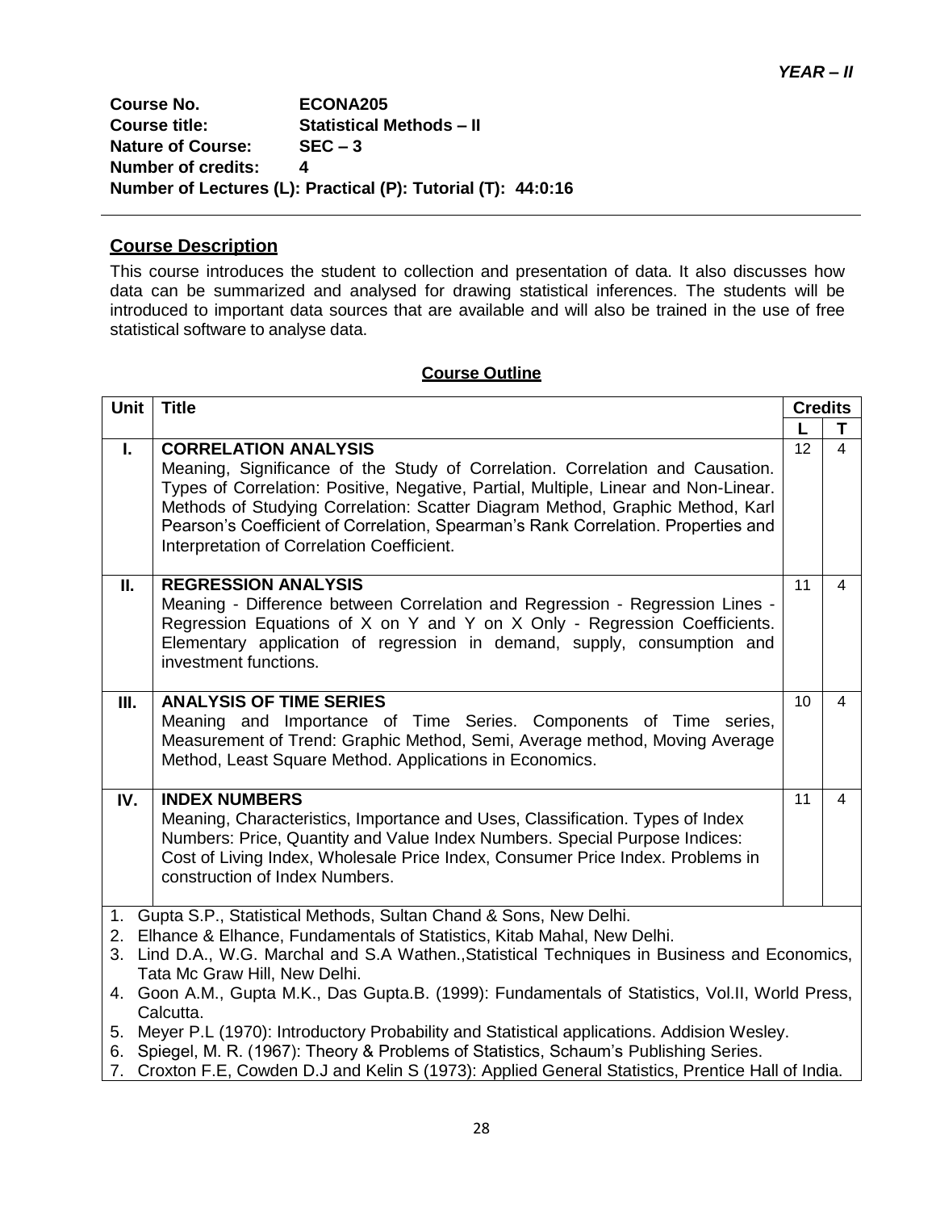*YEAR – II*

**Course No.** ECONA205
**Course title:** Statistical Methods – II
**Nature of Course:** SEC – 3
**Number of credits:** 4
**Number of Lectures (L): Practical (P): Tutorial (T): 44:0:16**

## Course Description

This course introduces the student to collection and presentation of data. It also discusses how data can be summarized and analysed for drawing statistical inferences. The students will be introduced to important data sources that are available and will also be trained in the use of free statistical software to analyse data.

## Course Outline

| Unit | Title | Credits | |
|---|---|---|---|
| | | L | T |
| I. | **CORRELATION ANALYSIS**<br>Meaning, Significance of the Study of Correlation. Correlation and Causation. Types of Correlation: Positive, Negative, Partial, Multiple, Linear and Non-Linear. Methods of Studying Correlation: Scatter Diagram Method, Graphic Method, Karl Pearson's Coefficient of Correlation, Spearman's Rank Correlation. Properties and Interpretation of Correlation Coefficient. | 12 | 4 |
| II. | **REGRESSION ANALYSIS**<br>Meaning - Difference between Correlation and Regression - Regression Lines - Regression Equations of X on Y and Y on X Only - Regression Coefficients. Elementary application of regression in demand, supply, consumption and investment functions. | 11 | 4 |
| III. | **ANALYSIS OF TIME SERIES**<br>Meaning and Importance of Time Series. Components of Time series, Measurement of Trend: Graphic Method, Semi, Average method, Moving Average Method, Least Square Method. Applications in Economics. | 10 | 4 |
| IV. | **INDEX NUMBERS**<br>Meaning, Characteristics, Importance and Uses, Classification. Types of Index Numbers: Price, Quantity and Value Index Numbers. Special Purpose Indices: Cost of Living Index, Wholesale Price Index, Consumer Price Index. Problems in construction of Index Numbers. | 11 | 4 |

1. Gupta S.P., Statistical Methods, Sultan Chand & Sons, New Delhi.
2. Elhance & Elhance, Fundamentals of Statistics, Kitab Mahal, New Delhi.
3. Lind D.A., W.G. Marchal and S.A Wathen.,Statistical Techniques in Business and Economics, Tata Mc Graw Hill, New Delhi.
4. Goon A.M., Gupta M.K., Das Gupta.B. (1999): Fundamentals of Statistics, Vol.II, World Press, Calcutta.
5. Meyer P.L (1970): Introductory Probability and Statistical applications. Addision Wesley.
6. Spiegel, M. R. (1967): Theory & Problems of Statistics, Schaum's Publishing Series.
7. Croxton F.E, Cowden D.J and Kelin S (1973): Applied General Statistics, Prentice Hall of India.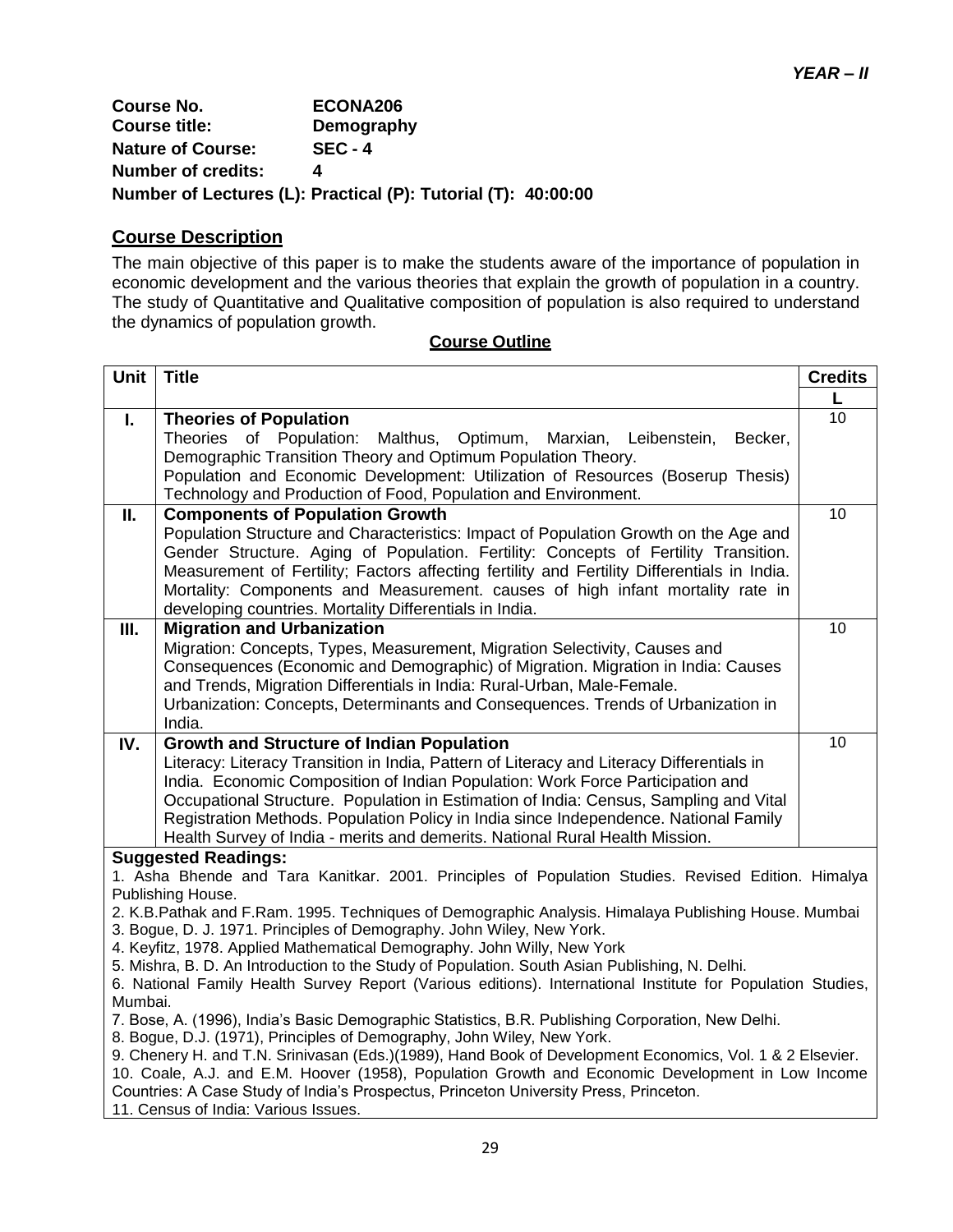***YEAR – II***

**Course No.** ECONA206
**Course title:** Demography
**Nature of Course:** SEC - 4
**Number of credits:** 4
**Number of Lectures (L): Practical (P): Tutorial (T): 40:00:00**

## Course Description

The main objective of this paper is to make the students aware of the importance of population in economic development and the various theories that explain the growth of population in a country. The study of Quantitative and Qualitative composition of population is also required to understand the dynamics of population growth.

### Course Outline

| Unit | Title | Credits |
|---|---|---|
| | | L |
| I. | **Theories of Population**<br>Theories of Population: Malthus, Optimum, Marxian, Leibenstein, Becker, Demographic Transition Theory and Optimum Population Theory.<br>Population and Economic Development: Utilization of Resources (Boserup Thesis) Technology and Production of Food, Population and Environment. | 10 |
| II. | **Components of Population Growth**<br>Population Structure and Characteristics: Impact of Population Growth on the Age and Gender Structure. Aging of Population. Fertility: Concepts of Fertility Transition. Measurement of Fertility; Factors affecting fertility and Fertility Differentials in India. Mortality: Components and Measurement. causes of high infant mortality rate in developing countries. Mortality Differentials in India. | 10 |
| III. | **Migration and Urbanization**<br>Migration: Concepts, Types, Measurement, Migration Selectivity, Causes and Consequences (Economic and Demographic) of Migration. Migration in India: Causes and Trends, Migration Differentials in India: Rural-Urban, Male-Female.<br>Urbanization: Concepts, Determinants and Consequences. Trends of Urbanization in India. | 10 |
| IV. | **Growth and Structure of Indian Population**<br>Literacy: Literacy Transition in India, Pattern of Literacy and Literacy Differentials in India. Economic Composition of Indian Population: Work Force Participation and Occupational Structure. Population in Estimation of India: Census, Sampling and Vital Registration Methods. Population Policy in India since Independence. National Family Health Survey of India - merits and demerits. National Rural Health Mission. | 10 |

**Suggested Readings:**

1. Asha Bhende and Tara Kanitkar. 2001. Principles of Population Studies. Revised Edition. Himalya Publishing House.
2. K.B.Pathak and F.Ram. 1995. Techniques of Demographic Analysis. Himalaya Publishing House. Mumbai
3. Bogue, D. J. 1971. Principles of Demography. John Wiley, New York.
4. Keyfitz, 1978. Applied Mathematical Demography. John Willy, New York
5. Mishra, B. D. An Introduction to the Study of Population. South Asian Publishing, N. Delhi.
6. National Family Health Survey Report (Various editions). International Institute for Population Studies, Mumbai.
7. Bose, A. (1996), India's Basic Demographic Statistics, B.R. Publishing Corporation, New Delhi.
8. Bogue, D.J. (1971), Principles of Demography, John Wiley, New York.
9. Chenery H. and T.N. Srinivasan (Eds.)(1989), Hand Book of Development Economics, Vol. 1 & 2 Elsevier.
10. Coale, A.J. and E.M. Hoover (1958), Population Growth and Economic Development in Low Income Countries: A Case Study of India's Prospectus, Princeton University Press, Princeton.
11. Census of India: Various Issues.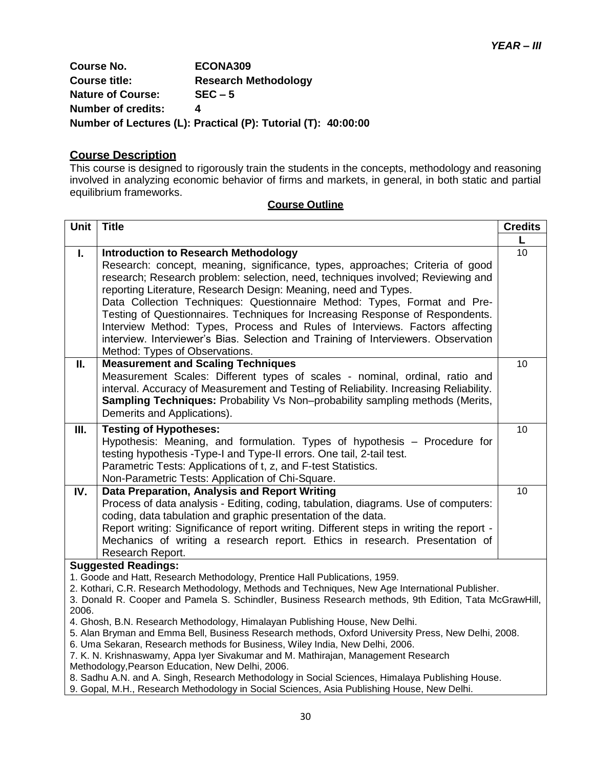*YEAR – III*

**Course No.** ECONA309
**Course title:** Research Methodology
**Nature of Course:** SEC – 5
**Number of credits:** 4
**Number of Lectures (L): Practical (P): Tutorial (T): 40:00:00**

## Course Description

This course is designed to rigorously train the students in the concepts, methodology and reasoning involved in analyzing economic behavior of firms and markets, in general, in both static and partial equilibrium frameworks.

### Course Outline

| Unit | Title | Credits L |
|---|---|---|
| I. | **Introduction to Research Methodology**<br>Research: concept, meaning, significance, types, approaches; Criteria of good research; Research problem: selection, need, techniques involved; Reviewing and reporting Literature, Research Design: Meaning, need and Types.<br>Data Collection Techniques: Questionnaire Method: Types, Format and Pre-Testing of Questionnaires. Techniques for Increasing Response of Respondents. Interview Method: Types, Process and Rules of Interviews. Factors affecting interview. Interviewer's Bias. Selection and Training of Interviewers. Observation Method: Types of Observations. | 10 |
| II. | **Measurement and Scaling Techniques**<br>Measurement Scales: Different types of scales - nominal, ordinal, ratio and interval. Accuracy of Measurement and Testing of Reliability. Increasing Reliability. **Sampling Techniques:** Probability Vs Non–probability sampling methods (Merits, Demerits and Applications). | 10 |
| III. | **Testing of Hypotheses:**<br>Hypothesis: Meaning, and formulation. Types of hypothesis – Procedure for testing hypothesis -Type-I and Type-II errors. One tail, 2-tail test.<br>Parametric Tests: Applications of t, z, and F-test Statistics.<br>Non-Parametric Tests: Application of Chi-Square. | 10 |
| IV. | **Data Preparation, Analysis and Report Writing**<br>Process of data analysis - Editing, coding, tabulation, diagrams. Use of computers: coding, data tabulation and graphic presentation of the data.<br>Report writing: Significance of report writing. Different steps in writing the report - Mechanics of writing a research report. Ethics in research. Presentation of Research Report. | 10 |

**Suggested Readings:**

1. Goode and Hatt, Research Methodology, Prentice Hall Publications, 1959.
2. Kothari, C.R. Research Methodology, Methods and Techniques, New Age International Publisher.
3. Donald R. Cooper and Pamela S. Schindler, Business Research methods, 9th Edition, Tata McGrawHill, 2006.
4. Ghosh, B.N. Research Methodology, Himalayan Publishing House, New Delhi.
5. Alan Bryman and Emma Bell, Business Research methods, Oxford University Press, New Delhi, 2008.
6. Uma Sekaran, Research methods for Business, Wiley India, New Delhi, 2006.
7. K. N. Krishnaswamy, Appa Iyer Sivakumar and M. Mathirajan, Management Research Methodology,Pearson Education, New Delhi, 2006.
8. Sadhu A.N. and A. Singh, Research Methodology in Social Sciences, Himalaya Publishing House.
9. Gopal, M.H., Research Methodology in Social Sciences, Asia Publishing House, New Delhi.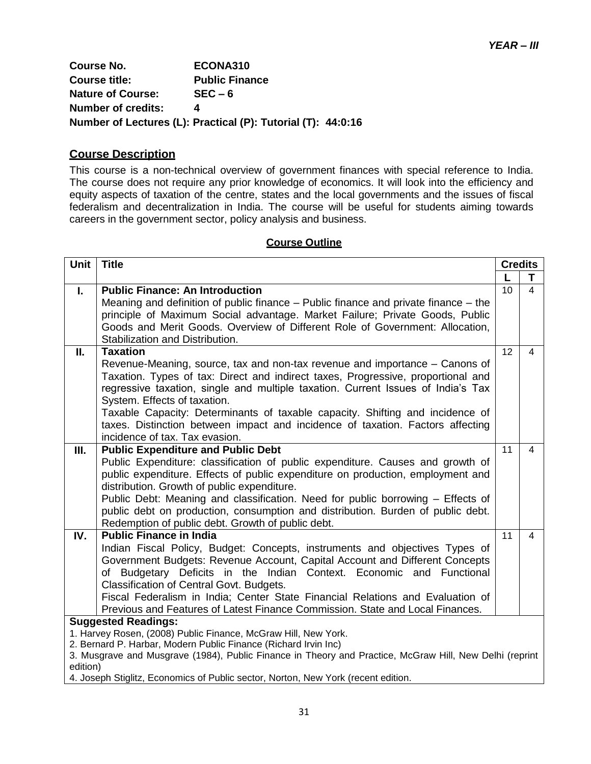***YEAR – III***

**Course No.** ECONA310
**Course title:** Public Finance
**Nature of Course:** SEC – 6
**Number of credits:** 4
**Number of Lectures (L): Practical (P): Tutorial (T): 44:0:16**

## Course Description

This course is a non-technical overview of government finances with special reference to India. The course does not require any prior knowledge of economics. It will look into the efficiency and equity aspects of taxation of the centre, states and the local governments and the issues of fiscal federalism and decentralization in India. The course will be useful for students aiming towards careers in the government sector, policy analysis and business.

### Course Outline

| Unit | Title | Credits | |
|---|---|---|---|
| | | L | T |
| I. | **Public Finance: An Introduction**<br>Meaning and definition of public finance – Public finance and private finance – the principle of Maximum Social advantage. Market Failure; Private Goods, Public Goods and Merit Goods. Overview of Different Role of Government: Allocation, Stabilization and Distribution. | 10 | 4 |
| II. | **Taxation**<br>Revenue-Meaning, source, tax and non-tax revenue and importance – Canons of Taxation. Types of tax: Direct and indirect taxes, Progressive, proportional and regressive taxation, single and multiple taxation. Current Issues of India's Tax System. Effects of taxation.<br>Taxable Capacity: Determinants of taxable capacity. Shifting and incidence of taxes. Distinction between impact and incidence of taxation. Factors affecting incidence of tax. Tax evasion. | 12 | 4 |
| III. | **Public Expenditure and Public Debt**<br>Public Expenditure: classification of public expenditure. Causes and growth of public expenditure. Effects of public expenditure on production, employment and distribution. Growth of public expenditure.<br>Public Debt: Meaning and classification. Need for public borrowing – Effects of public debt on production, consumption and distribution. Burden of public debt. Redemption of public debt. Growth of public debt. | 11 | 4 |
| IV. | **Public Finance in India**<br>Indian Fiscal Policy, Budget: Concepts, instruments and objectives Types of Government Budgets: Revenue Account, Capital Account and Different Concepts of Budgetary Deficits in the Indian Context. Economic and Functional Classification of Central Govt. Budgets.<br>Fiscal Federalism in India; Center State Financial Relations and Evaluation of Previous and Features of Latest Finance Commission. State and Local Finances. | 11 | 4 |

**Suggested Readings:**

1. Harvey Rosen, (2008) Public Finance, McGraw Hill, New York.
2. Bernard P. Harbar, Modern Public Finance (Richard Irvin Inc)
3. Musgrave and Musgrave (1984), Public Finance in Theory and Practice, McGraw Hill, New Delhi (reprint edition)
4. Joseph Stiglitz, Economics of Public sector, Norton, New York (recent edition.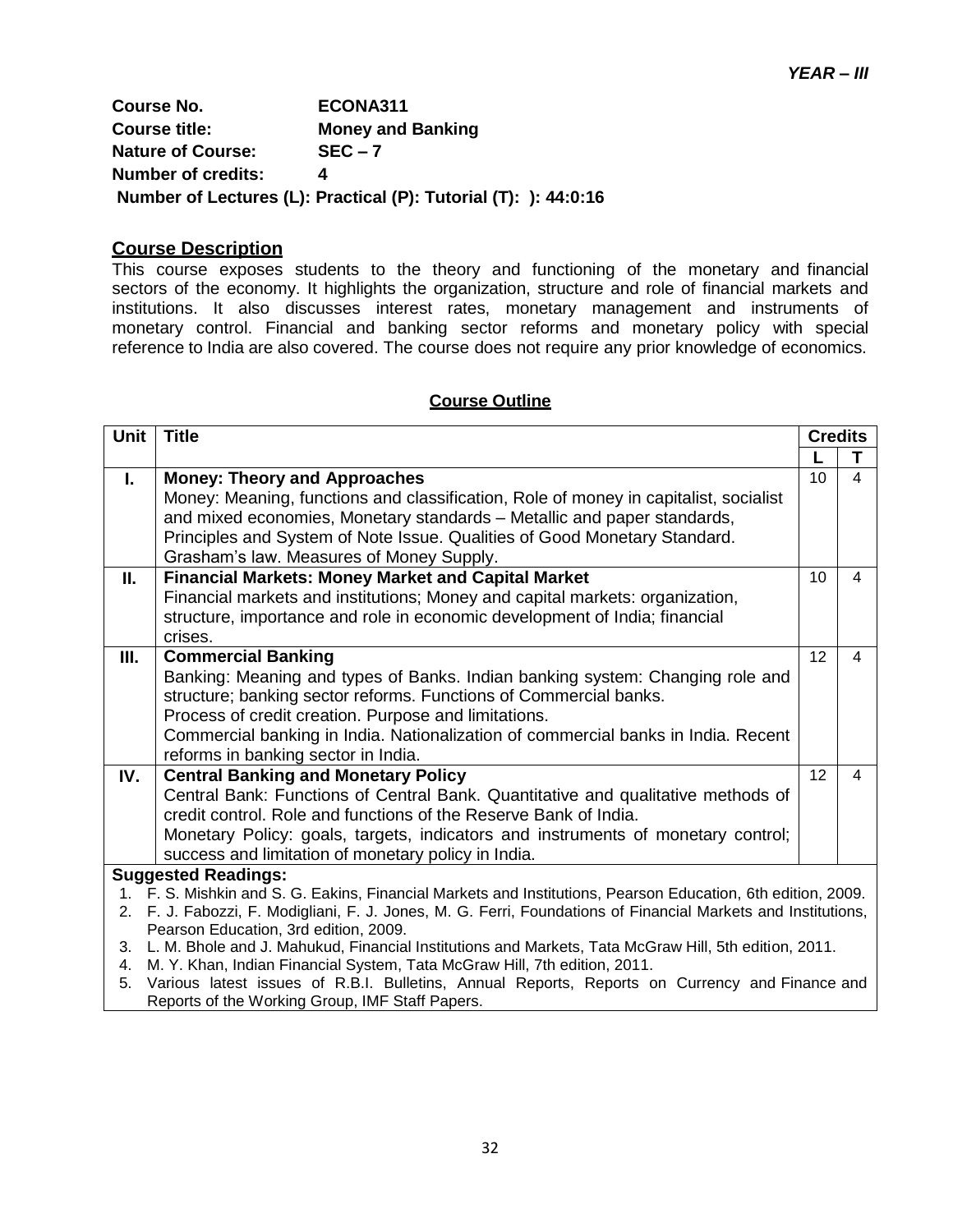***YEAR – III***

**Course No.** **ECONA311**
**Course title:** **Money and Banking**
**Nature of Course:** **SEC – 7**
**Number of credits:** **4**
**Number of Lectures (L): Practical (P): Tutorial (T): ): 44:0:16**

## Course Description

This course exposes students to the theory and functioning of the monetary and financial sectors of the economy. It highlights the organization, structure and role of financial markets and institutions. It also discusses interest rates, monetary management and instruments of monetary control. Financial and banking sector reforms and monetary policy with special reference to India are also covered. The course does not require any prior knowledge of economics.

## Course Outline

| Unit | Title | Credits | |
|---|---|---|---|
| | | L | T |
| I. | **Money: Theory and Approaches**<br>Money: Meaning, functions and classification, Role of money in capitalist, socialist and mixed economies, Monetary standards – Metallic and paper standards, Principles and System of Note Issue. Qualities of Good Monetary Standard. Grasham's law. Measures of Money Supply. | 10 | 4 |
| II. | **Financial Markets: Money Market and Capital Market**<br>Financial markets and institutions; Money and capital markets: organization, structure, importance and role in economic development of India; financial crises. | 10 | 4 |
| III. | **Commercial Banking**<br>Banking: Meaning and types of Banks. Indian banking system: Changing role and structure; banking sector reforms. Functions of Commercial banks.<br>Process of credit creation. Purpose and limitations.<br>Commercial banking in India. Nationalization of commercial banks in India. Recent reforms in banking sector in India. | 12 | 4 |
| IV. | **Central Banking and Monetary Policy**<br>Central Bank: Functions of Central Bank. Quantitative and qualitative methods of credit control. Role and functions of the Reserve Bank of India.<br>Monetary Policy: goals, targets, indicators and instruments of monetary control; success and limitation of monetary policy in India. | 12 | 4 |

**Suggested Readings:**

1. F. S. Mishkin and S. G. Eakins, Financial Markets and Institutions, Pearson Education, 6th edition, 2009.
2. F. J. Fabozzi, F. Modigliani, F. J. Jones, M. G. Ferri, Foundations of Financial Markets and Institutions, Pearson Education, 3rd edition, 2009.
3. L. M. Bhole and J. Mahukud, Financial Institutions and Markets, Tata McGraw Hill, 5th edition, 2011.
4. M. Y. Khan, Indian Financial System, Tata McGraw Hill, 7th edition, 2011.
5. Various latest issues of R.B.I. Bulletins, Annual Reports, Reports on Currency and Finance and Reports of the Working Group, IMF Staff Papers.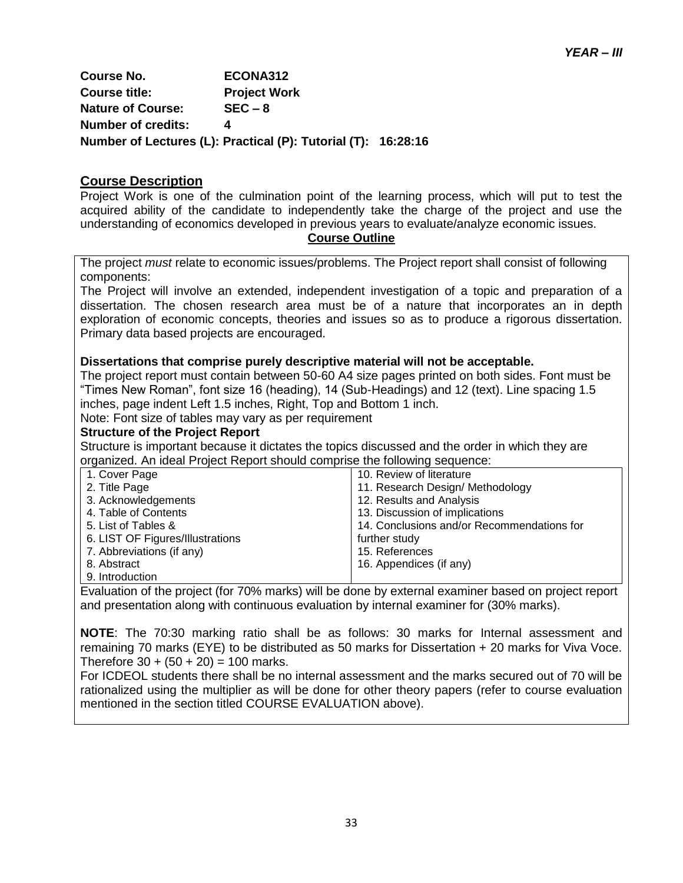***YEAR – III***

**Course No.** ECONA312
**Course title:** Project Work
**Nature of Course:** SEC – 8
**Number of credits:** 4
**Number of Lectures (L): Practical (P): Tutorial (T): 16:28:16**

## Course Description

Project Work is one of the culmination point of the learning process, which will put to test the acquired ability of the candidate to independently take the charge of the project and use the understanding of economics developed in previous years to evaluate/analyze economic issues.

## Course Outline

The project *must* relate to economic issues/problems. The Project report shall consist of following components:

The Project will involve an extended, independent investigation of a topic and preparation of a dissertation. The chosen research area must be of a nature that incorporates an in depth exploration of economic concepts, theories and issues so as to produce a rigorous dissertation. Primary data based projects are encouraged.

**Dissertations that comprise purely descriptive material will not be acceptable.**

The project report must contain between 50-60 A4 size pages printed on both sides. Font must be "Times New Roman", font size 16 (heading), 14 (Sub-Headings) and 12 (text). Line spacing 1.5 inches, page indent Left 1.5 inches, Right, Top and Bottom 1 inch.

Note: Font size of tables may vary as per requirement

**Structure of the Project Report**

Structure is important because it dictates the topics discussed and the order in which they are organized. An ideal Project Report should comprise the following sequence:

| | |
|---|---|
| 1. Cover Page | 10. Review of literature |
| 2. Title Page | 11. Research Design/ Methodology |
| 3. Acknowledgements | 12. Results and Analysis |
| 4. Table of Contents | 13. Discussion of implications |
| 5. List of Tables & | 14. Conclusions and/or Recommendations for further study |
| 6. LIST OF Figures/Illustrations | 15. References |
| 7. Abbreviations (if any) | 16. Appendices (if any) |
| 8. Abstract | |
| 9. Introduction | |

Evaluation of the project (for 70% marks) will be done by external examiner based on project report and presentation along with continuous evaluation by internal examiner for (30% marks).

**NOTE**: The 70:30 marking ratio shall be as follows: 30 marks for Internal assessment and remaining 70 marks (EYE) to be distributed as 50 marks for Dissertation + 20 marks for Viva Voce. Therefore 30 + (50 + 20) = 100 marks.

For ICDEOL students there shall be no internal assessment and the marks secured out of 70 will be rationalized using the multiplier as will be done for other theory papers (refer to course evaluation mentioned in the section titled COURSE EVALUATION above).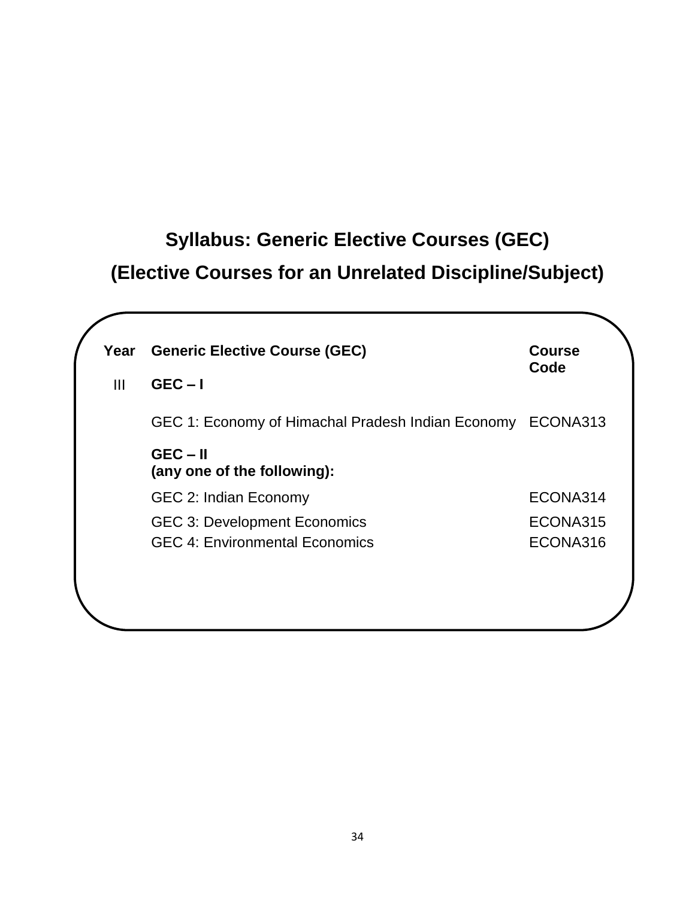# Syllabus: Generic Elective Courses (GEC)

## (Elective Courses for an Unrelated Discipline/Subject)

| Year | Generic Elective Course (GEC) | Course Code |
|---|---|---|
| III | **GEC – I** | |
| | GEC 1: Economy of Himachal Pradesh Indian Economy | ECONA313 |
| | **GEC – II (any one of the following):** | |
| | GEC 2: Indian Economy | ECONA314 |
| | GEC 3: Development Economics | ECONA315 |
| | GEC 4: Environmental Economics | ECONA316 |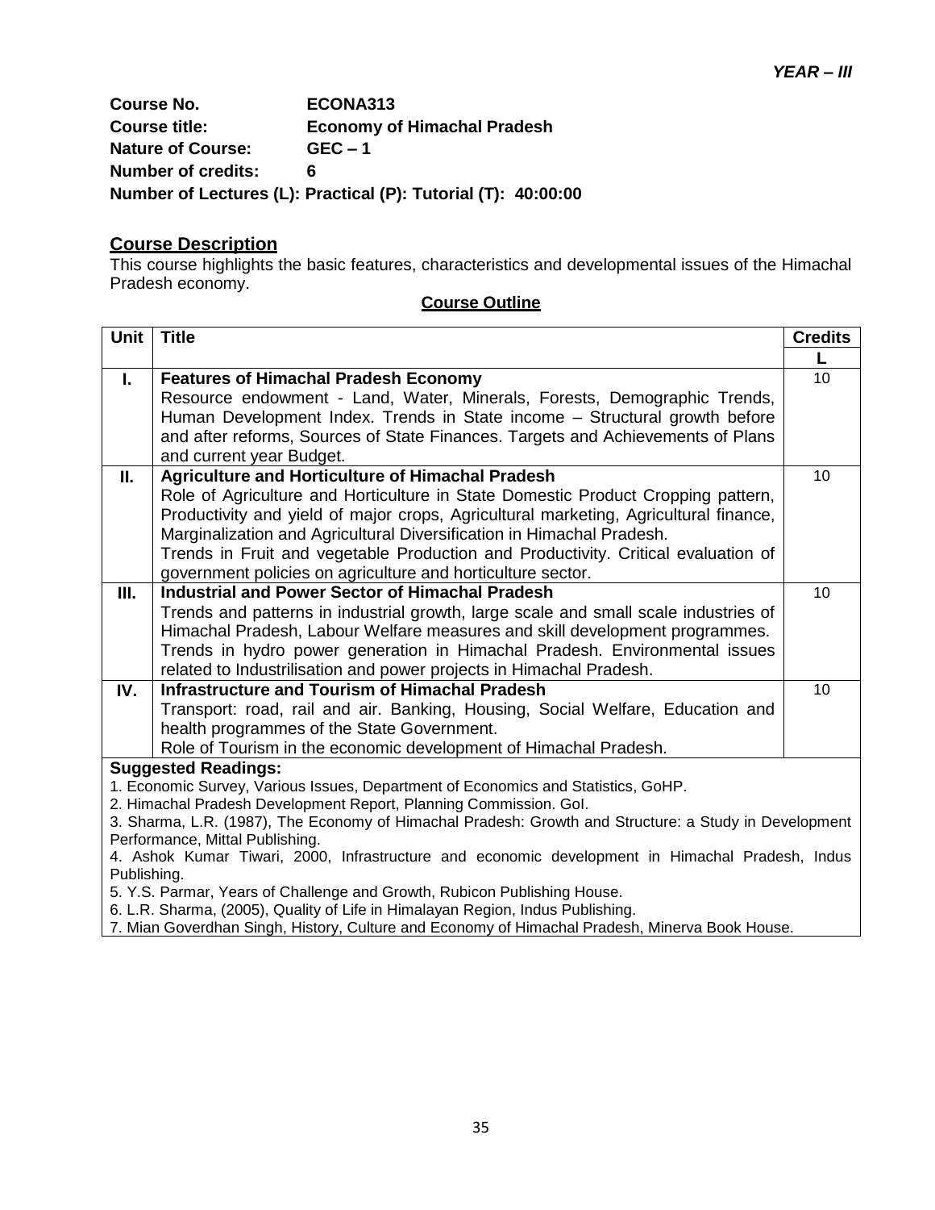***YEAR – III***

**Course No.** ECONA313
**Course title:** Economy of Himachal Pradesh
**Nature of Course:** GEC – 1
**Number of credits:** 6
**Number of Lectures (L): Practical (P): Tutorial (T): 40:00:00**

## Course Description

This course highlights the basic features, characteristics and developmental issues of the Himachal Pradesh economy.

**Course Outline**

| Unit | Title | Credits |
|---|---|---|
| | | L |
| I. | **Features of Himachal Pradesh Economy**<br>Resource endowment - Land, Water, Minerals, Forests, Demographic Trends, Human Development Index. Trends in State income – Structural growth before and after reforms, Sources of State Finances. Targets and Achievements of Plans and current year Budget. | 10 |
| II. | **Agriculture and Horticulture of Himachal Pradesh**<br>Role of Agriculture and Horticulture in State Domestic Product Cropping pattern, Productivity and yield of major crops, Agricultural marketing, Agricultural finance, Marginalization and Agricultural Diversification in Himachal Pradesh.<br>Trends in Fruit and vegetable Production and Productivity. Critical evaluation of government policies on agriculture and horticulture sector. | 10 |
| III. | **Industrial and Power Sector of Himachal Pradesh**<br>Trends and patterns in industrial growth, large scale and small scale industries of Himachal Pradesh, Labour Welfare measures and skill development programmes. Trends in hydro power generation in Himachal Pradesh. Environmental issues related to Industrilisation and power projects in Himachal Pradesh. | 10 |
| IV. | **Infrastructure and Tourism of Himachal Pradesh**<br>Transport: road, rail and air. Banking, Housing, Social Welfare, Education and health programmes of the State Government.<br>Role of Tourism in the economic development of Himachal Pradesh. | 10 |

**Suggested Readings:**

1. Economic Survey, Various Issues, Department of Economics and Statistics, GoHP.
2. Himachal Pradesh Development Report, Planning Commission. GoI.
3. Sharma, L.R. (1987), The Economy of Himachal Pradesh: Growth and Structure: a Study in Development Performance, Mittal Publishing.
4. Ashok Kumar Tiwari, 2000, Infrastructure and economic development in Himachal Pradesh, Indus Publishing.
5. Y.S. Parmar, Years of Challenge and Growth, Rubicon Publishing House.
6. L.R. Sharma, (2005), Quality of Life in Himalayan Region, Indus Publishing.
7. Mian Goverdhan Singh, History, Culture and Economy of Himachal Pradesh, Minerva Book House.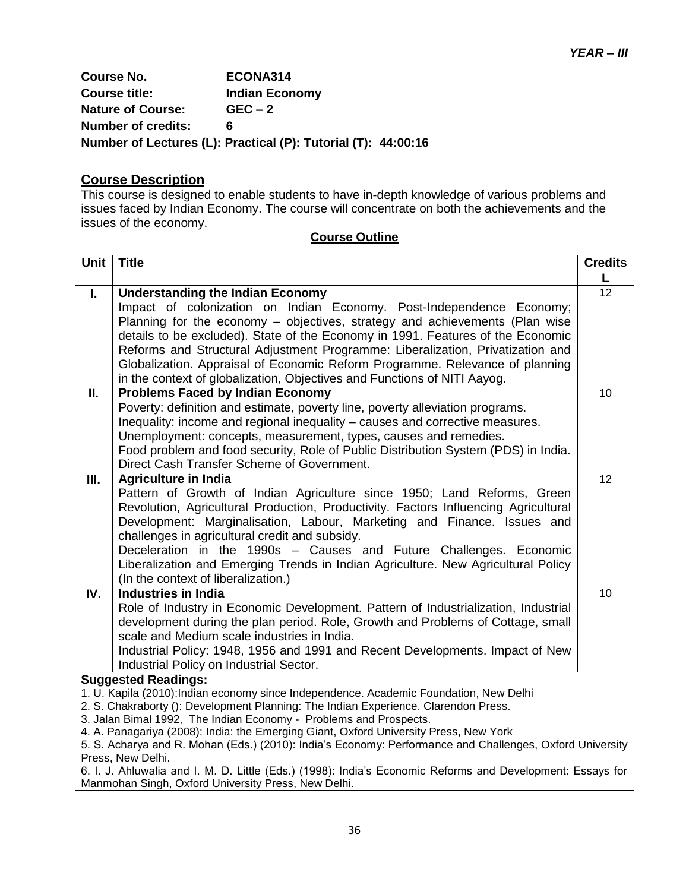***YEAR – III***

**Course No.** **ECONA314**
**Course title:** **Indian Economy**
**Nature of Course:** **GEC – 2**
**Number of credits:** **6**
**Number of Lectures (L): Practical (P): Tutorial (T): 44:00:16**

## Course Description

This course is designed to enable students to have in-depth knowledge of various problems and issues faced by Indian Economy. The course will concentrate on both the achievements and the issues of the economy.

**Course Outline**

| Unit | Title | Credits |
|---|---|---|
| | | L |
| I. | **Understanding the Indian Economy**<br>Impact of colonization on Indian Economy. Post-Independence Economy; Planning for the economy – objectives, strategy and achievements (Plan wise details to be excluded). State of the Economy in 1991. Features of the Economic Reforms and Structural Adjustment Programme: Liberalization, Privatization and Globalization. Appraisal of Economic Reform Programme. Relevance of planning in the context of globalization, Objectives and Functions of NITI Aayog. | 12 |
| II. | **Problems Faced by Indian Economy**<br>Poverty: definition and estimate, poverty line, poverty alleviation programs.<br>Inequality: income and regional inequality – causes and corrective measures.<br>Unemployment: concepts, measurement, types, causes and remedies.<br>Food problem and food security, Role of Public Distribution System (PDS) in India.<br>Direct Cash Transfer Scheme of Government. | 10 |
| III. | **Agriculture in India**<br>Pattern of Growth of Indian Agriculture since 1950; Land Reforms, Green Revolution, Agricultural Production, Productivity. Factors Influencing Agricultural Development: Marginalisation, Labour, Marketing and Finance. Issues and challenges in agricultural credit and subsidy.<br>Deceleration in the 1990s – Causes and Future Challenges. Economic Liberalization and Emerging Trends in Indian Agriculture. New Agricultural Policy (In the context of liberalization.) | 12 |
| IV. | **Industries in India**<br>Role of Industry in Economic Development. Pattern of Industrialization, Industrial development during the plan period. Role, Growth and Problems of Cottage, small scale and Medium scale industries in India.<br>Industrial Policy: 1948, 1956 and 1991 and Recent Developments. Impact of New Industrial Policy on Industrial Sector. | 10 |

**Suggested Readings:**

1. U. Kapila (2010):Indian economy since Independence. Academic Foundation, New Delhi
2. S. Chakraborty (): Development Planning: The Indian Experience. Clarendon Press.
3. Jalan Bimal 1992, The Indian Economy - Problems and Prospects.
4. A. Panagariya (2008): India: the Emerging Giant, Oxford University Press, New York
5. S. Acharya and R. Mohan (Eds.) (2010): India's Economy: Performance and Challenges, Oxford University Press, New Delhi.
6. I. J. Ahluwalia and I. M. D. Little (Eds.) (1998): India's Economic Reforms and Development: Essays for Manmohan Singh, Oxford University Press, New Delhi.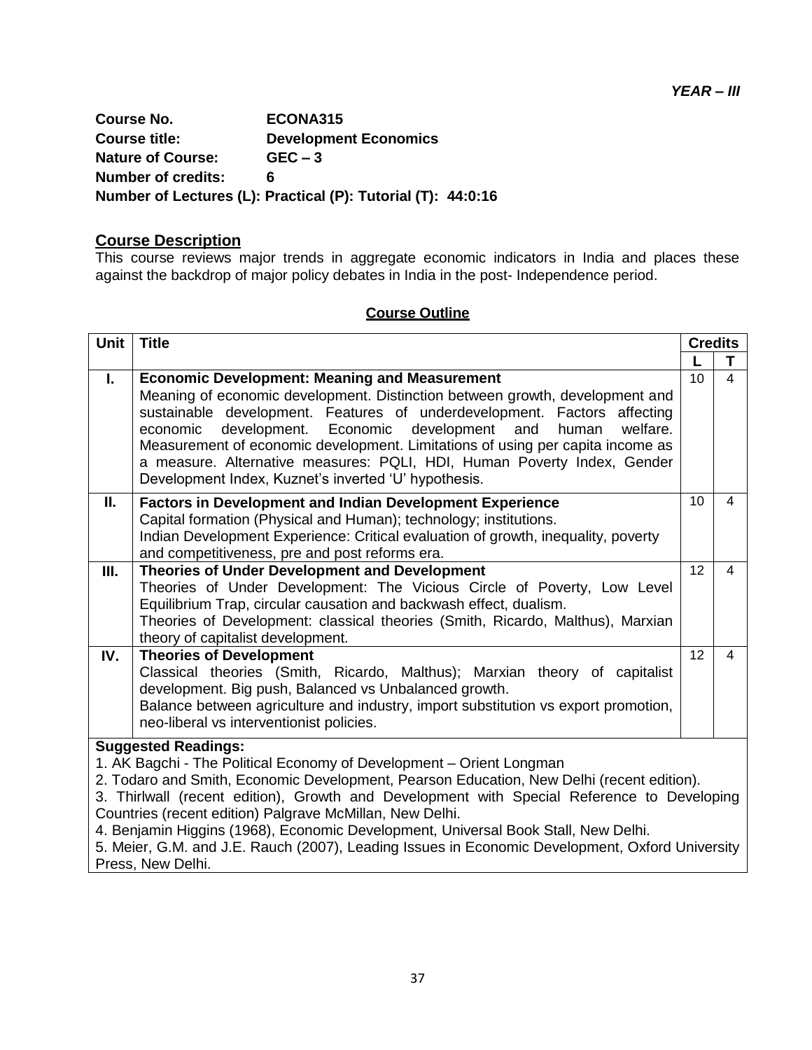*YEAR – III*

**Course No.** ECONA315
**Course title:** Development Economics
**Nature of Course:** GEC – 3
**Number of credits:** 6
**Number of Lectures (L): Practical (P): Tutorial (T): 44:0:16**

## Course Description

This course reviews major trends in aggregate economic indicators in India and places these against the backdrop of major policy debates in India in the post- Independence period.

## Course Outline

| Unit | Title | Credits | |
|---|---|---|---|
| | | L | T |
| I. | **Economic Development: Meaning and Measurement**<br>Meaning of economic development. Distinction between growth, development and sustainable development. Features of underdevelopment. Factors affecting economic development. Economic development and human welfare. Measurement of economic development. Limitations of using per capita income as a measure. Alternative measures: PQLI, HDI, Human Poverty Index, Gender Development Index, Kuznet's inverted 'U' hypothesis. | 10 | 4 |
| II. | **Factors in Development and Indian Development Experience**<br>Capital formation (Physical and Human); technology; institutions.<br>Indian Development Experience: Critical evaluation of growth, inequality, poverty and competitiveness, pre and post reforms era. | 10 | 4 |
| III. | **Theories of Under Development and Development**<br>Theories of Under Development: The Vicious Circle of Poverty, Low Level Equilibrium Trap, circular causation and backwash effect, dualism.<br>Theories of Development: classical theories (Smith, Ricardo, Malthus), Marxian theory of capitalist development. | 12 | 4 |
| IV. | **Theories of Development**<br>Classical theories (Smith, Ricardo, Malthus); Marxian theory of capitalist development. Big push, Balanced vs Unbalanced growth.<br>Balance between agriculture and industry, import substitution vs export promotion, neo-liberal vs interventionist policies. | 12 | 4 |

**Suggested Readings:**

1. AK Bagchi - The Political Economy of Development – Orient Longman
2. Todaro and Smith, Economic Development, Pearson Education, New Delhi (recent edition).
3. Thirlwall (recent edition), Growth and Development with Special Reference to Developing Countries (recent edition) Palgrave McMillan, New Delhi.
4. Benjamin Higgins (1968), Economic Development, Universal Book Stall, New Delhi.
5. Meier, G.M. and J.E. Rauch (2007), Leading Issues in Economic Development, Oxford University Press, New Delhi.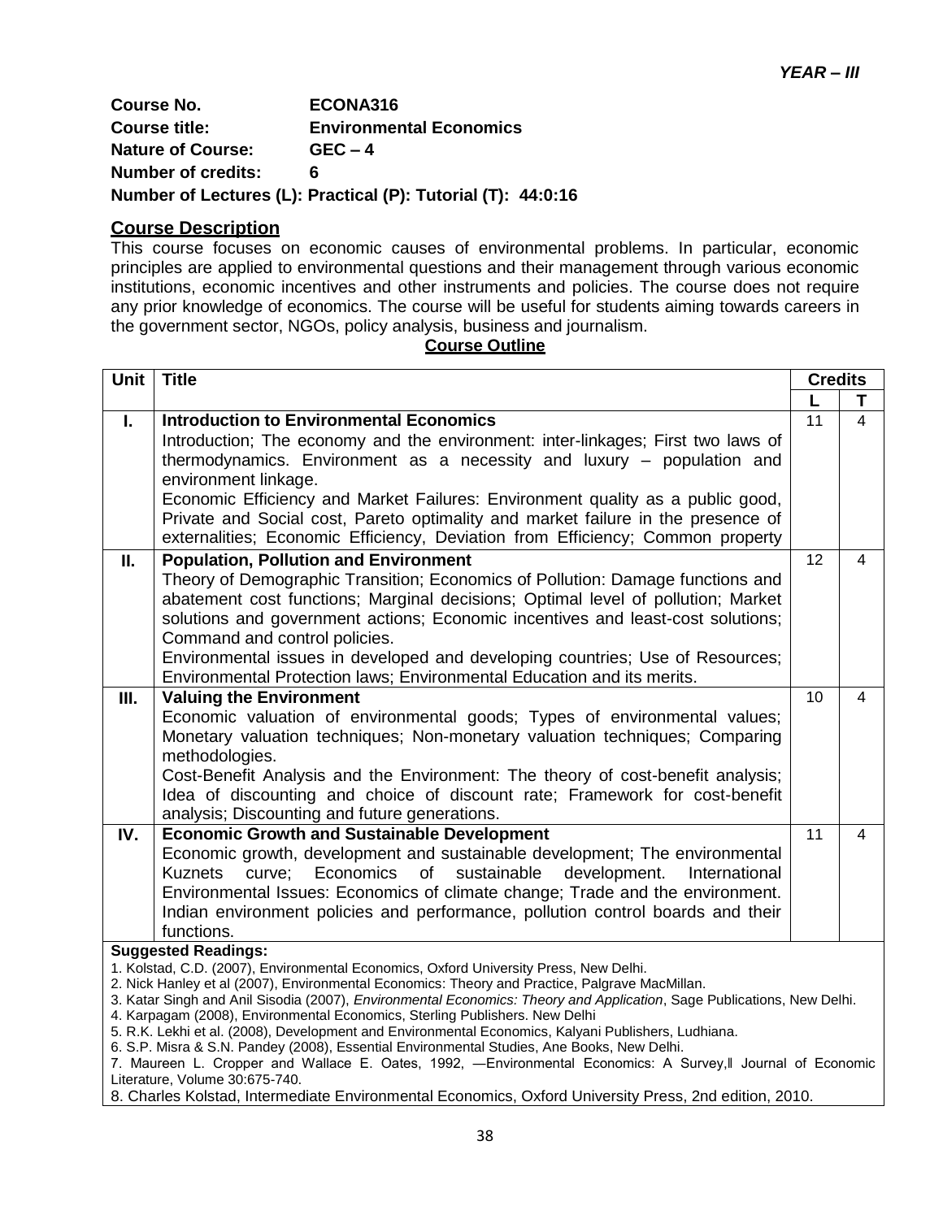***YEAR – III***

**Course No.** **ECONA316**
**Course title:** **Environmental Economics**
**Nature of Course:** **GEC – 4**
**Number of credits:** **6**
**Number of Lectures (L): Practical (P): Tutorial (T): 44:0:16**

## Course Description

This course focuses on economic causes of environmental problems. In particular, economic principles are applied to environmental questions and their management through various economic institutions, economic incentives and other instruments and policies. The course does not require any prior knowledge of economics. The course will be useful for students aiming towards careers in the government sector, NGOs, policy analysis, business and journalism.

**Course Outline**

| Unit | Title | Credits | |
|---|---|---|---|
| | | L | T |
| I. | **Introduction to Environmental Economics**<br>Introduction; The economy and the environment: inter-linkages; First two laws of thermodynamics. Environment as a necessity and luxury – population and environment linkage.<br>Economic Efficiency and Market Failures: Environment quality as a public good, Private and Social cost, Pareto optimality and market failure in the presence of externalities; Economic Efficiency, Deviation from Efficiency; Common property | 11 | 4 |
| II. | **Population, Pollution and Environment**<br>Theory of Demographic Transition; Economics of Pollution: Damage functions and abatement cost functions; Marginal decisions; Optimal level of pollution; Market solutions and government actions; Economic incentives and least-cost solutions; Command and control policies.<br>Environmental issues in developed and developing countries; Use of Resources; Environmental Protection laws; Environmental Education and its merits. | 12 | 4 |
| III. | **Valuing the Environment**<br>Economic valuation of environmental goods; Types of environmental values; Monetary valuation techniques; Non-monetary valuation techniques; Comparing methodologies.<br>Cost-Benefit Analysis and the Environment: The theory of cost-benefit analysis; Idea of discounting and choice of discount rate; Framework for cost-benefit analysis; Discounting and future generations. | 10 | 4 |
| IV. | **Economic Growth and Sustainable Development**<br>Economic growth, development and sustainable development; The environmental Kuznets curve; Economics of sustainable development. International Environmental Issues: Economics of climate change; Trade and the environment. Indian environment policies and performance, pollution control boards and their functions. | 11 | 4 |

**Suggested Readings:**

1. Kolstad, C.D. (2007), Environmental Economics, Oxford University Press, New Delhi.
2. Nick Hanley et al (2007), Environmental Economics: Theory and Practice, Palgrave MacMillan.
3. Katar Singh and Anil Sisodia (2007), *Environmental Economics: Theory and Application*, Sage Publications, New Delhi.
4. Karpagam (2008), Environmental Economics, Sterling Publishers. New Delhi
5. R.K. Lekhi et al. (2008), Development and Environmental Economics, Kalyani Publishers, Ludhiana.
6. S.P. Misra & S.N. Pandey (2008), Essential Environmental Studies, Ane Books, New Delhi.
7. Maureen L. Cropper and Wallace E. Oates, 1992, ―Environmental Economics: A Survey,‖ Journal of Economic Literature, Volume 30:675-740.
8. Charles Kolstad, Intermediate Environmental Economics, Oxford University Press, 2nd edition, 2010.